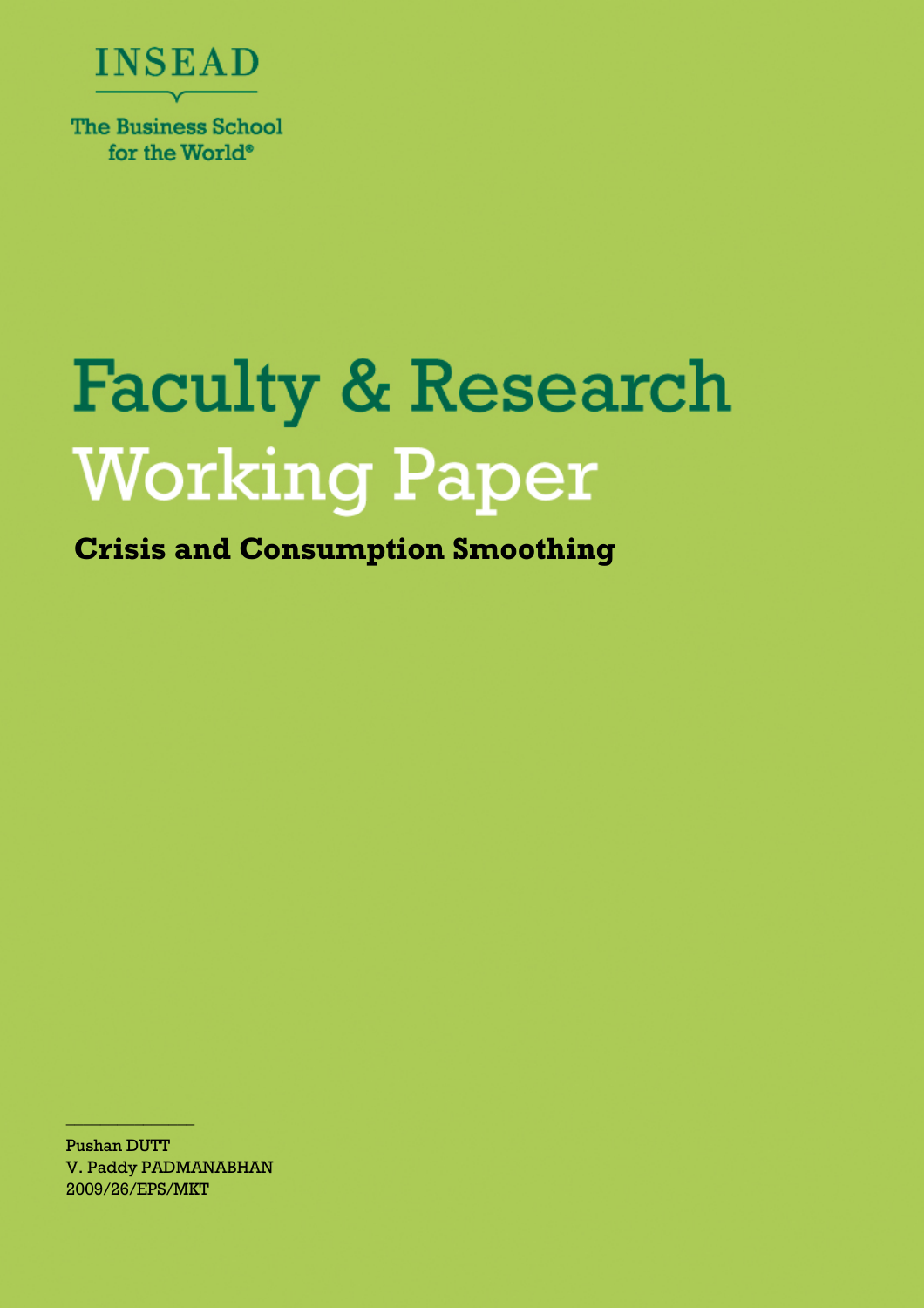INSEAD

The Business School for the World®

# Faculty & Research Working Paper

## Crisis and Consumption Smoothing

Pushan DUTT
V. Paddy PADMANABHAN
2009/26/EPS/MKT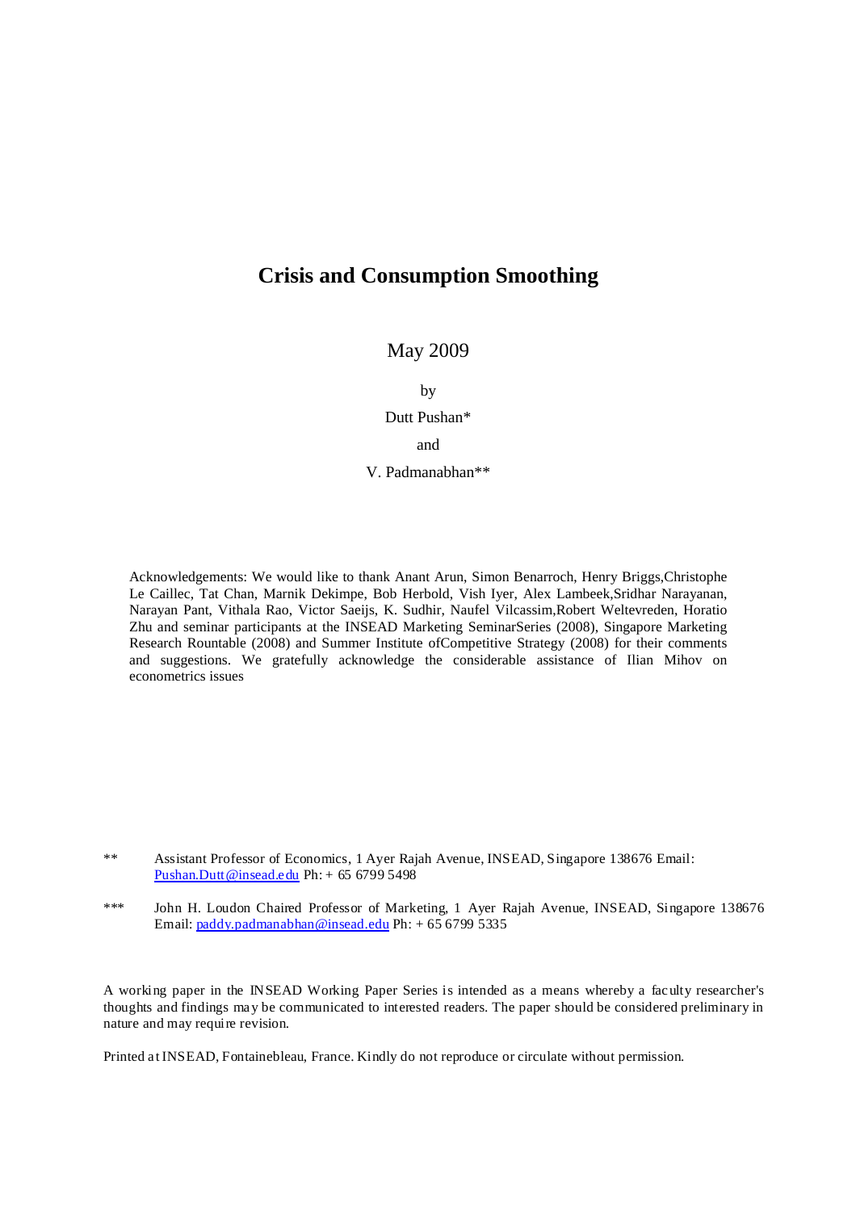# Crisis and Consumption Smoothing

May 2009

by

Dutt Pushan*

and

V. Padmanabhan**

Acknowledgements: We would like to thank Anant Arun, Simon Benarroch, Henry Briggs,Christophe Le Caillec, Tat Chan, Marnik Dekimpe, Bob Herbold, Vish Iyer, Alex Lambeek,Sridhar Narayanan, Narayan Pant, Vithala Rao, Victor Saeijs, K. Sudhir, Naufel Vilcassim,Robert Weltevreden, Horatio Zhu and seminar participants at the INSEAD Marketing SeminarSeries (2008), Singapore Marketing Research Rountable (2008) and Summer Institute ofCompetitive Strategy (2008) for their comments and suggestions. We gratefully acknowledge the considerable assistance of Ilian Mihov on econometrics issues

** Assistant Professor of Economics, 1 Ayer Rajah Avenue, INSEAD, Singapore 138676 Email: Pushan.Dutt@insead.edu Ph: + 65 6799 5498

*** John H. Loudon Chaired Professor of Marketing, 1 Ayer Rajah Avenue, INSEAD, Singapore 138676 Email: paddy.padmanabhan@insead.edu Ph: + 65 6799 5335

A working paper in the INSEAD Working Paper Series is intended as a means whereby a faculty researcher's thoughts and findings may be communicated to interested readers. The paper should be considered preliminary in nature and may require revision.

Printed at INSEAD, Fontainebleau, France. Kindly do not reproduce or circulate without permission.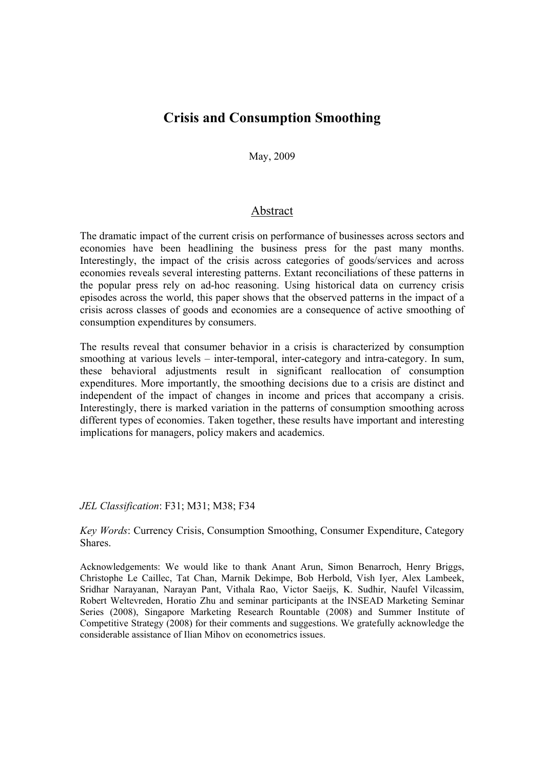# Crisis and Consumption Smoothing

May, 2009

## Abstract

The dramatic impact of the current crisis on performance of businesses across sectors and economies have been headlining the business press for the past many months. Interestingly, the impact of the crisis across categories of goods/services and across economies reveals several interesting patterns. Extant reconciliations of these patterns in the popular press rely on ad-hoc reasoning. Using historical data on currency crisis episodes across the world, this paper shows that the observed patterns in the impact of a crisis across classes of goods and economies are a consequence of active smoothing of consumption expenditures by consumers.

The results reveal that consumer behavior in a crisis is characterized by consumption smoothing at various levels – inter-temporal, inter-category and intra-category. In sum, these behavioral adjustments result in significant reallocation of consumption expenditures. More importantly, the smoothing decisions due to a crisis are distinct and independent of the impact of changes in income and prices that accompany a crisis. Interestingly, there is marked variation in the patterns of consumption smoothing across different types of economies. Taken together, these results have important and interesting implications for managers, policy makers and academics.

*JEL Classification*: F31; M31; M38; F34

*Key Words*: Currency Crisis, Consumption Smoothing, Consumer Expenditure, Category Shares.

Acknowledgements: We would like to thank Anant Arun, Simon Benarroch, Henry Briggs, Christophe Le Caillec, Tat Chan, Marnik Dekimpe, Bob Herbold, Vish Iyer, Alex Lambeek, Sridhar Narayanan, Narayan Pant, Vithala Rao, Victor Saeijs, K. Sudhir, Naufel Vilcassim, Robert Weltevreden, Horatio Zhu and seminar participants at the INSEAD Marketing Seminar Series (2008), Singapore Marketing Research Rountable (2008) and Summer Institute of Competitive Strategy (2008) for their comments and suggestions. We gratefully acknowledge the considerable assistance of Ilian Mihov on econometrics issues.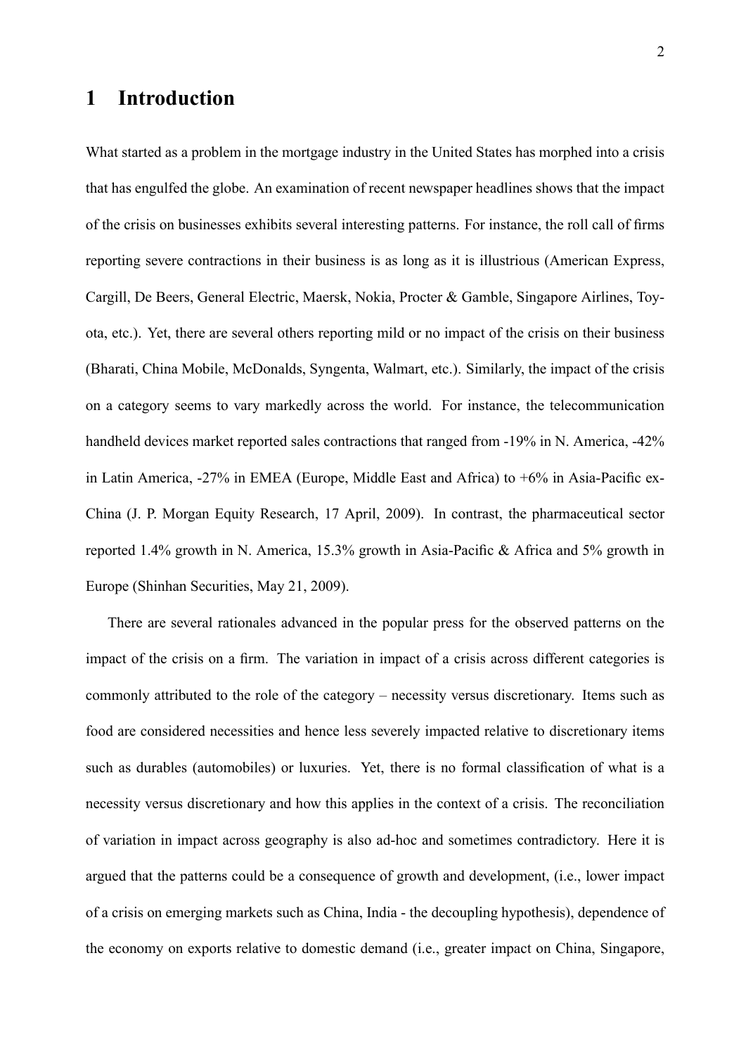# 1 Introduction

What started as a problem in the mortgage industry in the United States has morphed into a crisis that has engulfed the globe. An examination of recent newspaper headlines shows that the impact of the crisis on businesses exhibits several interesting patterns. For instance, the roll call of firms reporting severe contractions in their business is as long as it is illustrious (American Express, Cargill, De Beers, General Electric, Maersk, Nokia, Procter & Gamble, Singapore Airlines, Toyota, etc.). Yet, there are several others reporting mild or no impact of the crisis on their business (Bharati, China Mobile, McDonalds, Syngenta, Walmart, etc.). Similarly, the impact of the crisis on a category seems to vary markedly across the world. For instance, the telecommunication handheld devices market reported sales contractions that ranged from -19% in N. America, -42% in Latin America, -27% in EMEA (Europe, Middle East and Africa) to +6% in Asia-Pacific ex-China (J. P. Morgan Equity Research, 17 April, 2009). In contrast, the pharmaceutical sector reported 1.4% growth in N. America, 15.3% growth in Asia-Pacific & Africa and 5% growth in Europe (Shinhan Securities, May 21, 2009).

There are several rationales advanced in the popular press for the observed patterns on the impact of the crisis on a firm. The variation in impact of a crisis across different categories is commonly attributed to the role of the category – necessity versus discretionary. Items such as food are considered necessities and hence less severely impacted relative to discretionary items such as durables (automobiles) or luxuries. Yet, there is no formal classification of what is a necessity versus discretionary and how this applies in the context of a crisis. The reconciliation of variation in impact across geography is also ad-hoc and sometimes contradictory. Here it is argued that the patterns could be a consequence of growth and development, (i.e., lower impact of a crisis on emerging markets such as China, India - the decoupling hypothesis), dependence of the economy on exports relative to domestic demand (i.e., greater impact on China, Singapore,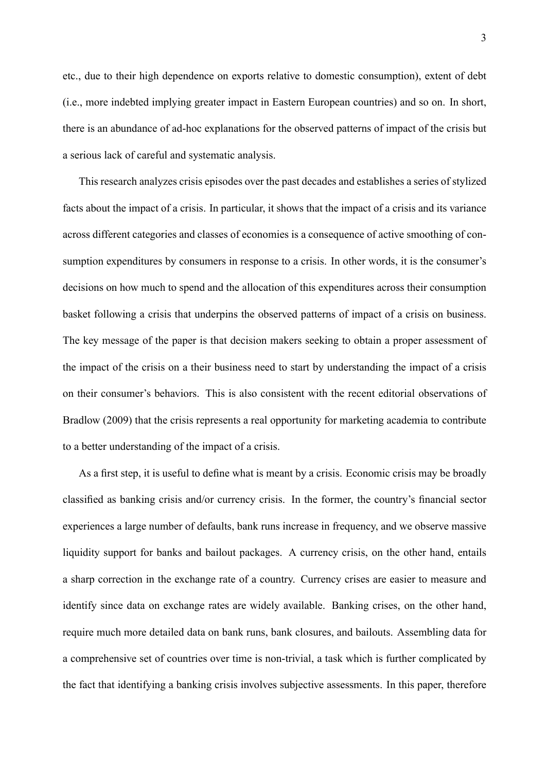etc., due to their high dependence on exports relative to domestic consumption), extent of debt (i.e., more indebted implying greater impact in Eastern European countries) and so on. In short, there is an abundance of ad-hoc explanations for the observed patterns of impact of the crisis but a serious lack of careful and systematic analysis.

This research analyzes crisis episodes over the past decades and establishes a series of stylized facts about the impact of a crisis. In particular, it shows that the impact of a crisis and its variance across different categories and classes of economies is a consequence of active smoothing of consumption expenditures by consumers in response to a crisis. In other words, it is the consumer's decisions on how much to spend and the allocation of this expenditures across their consumption basket following a crisis that underpins the observed patterns of impact of a crisis on business. The key message of the paper is that decision makers seeking to obtain a proper assessment of the impact of the crisis on a their business need to start by understanding the impact of a crisis on their consumer's behaviors. This is also consistent with the recent editorial observations of Bradlow (2009) that the crisis represents a real opportunity for marketing academia to contribute to a better understanding of the impact of a crisis.

As a first step, it is useful to define what is meant by a crisis. Economic crisis may be broadly classified as banking crisis and/or currency crisis. In the former, the country's financial sector experiences a large number of defaults, bank runs increase in frequency, and we observe massive liquidity support for banks and bailout packages. A currency crisis, on the other hand, entails a sharp correction in the exchange rate of a country. Currency crises are easier to measure and identify since data on exchange rates are widely available. Banking crises, on the other hand, require much more detailed data on bank runs, bank closures, and bailouts. Assembling data for a comprehensive set of countries over time is non-trivial, a task which is further complicated by the fact that identifying a banking crisis involves subjective assessments. In this paper, therefore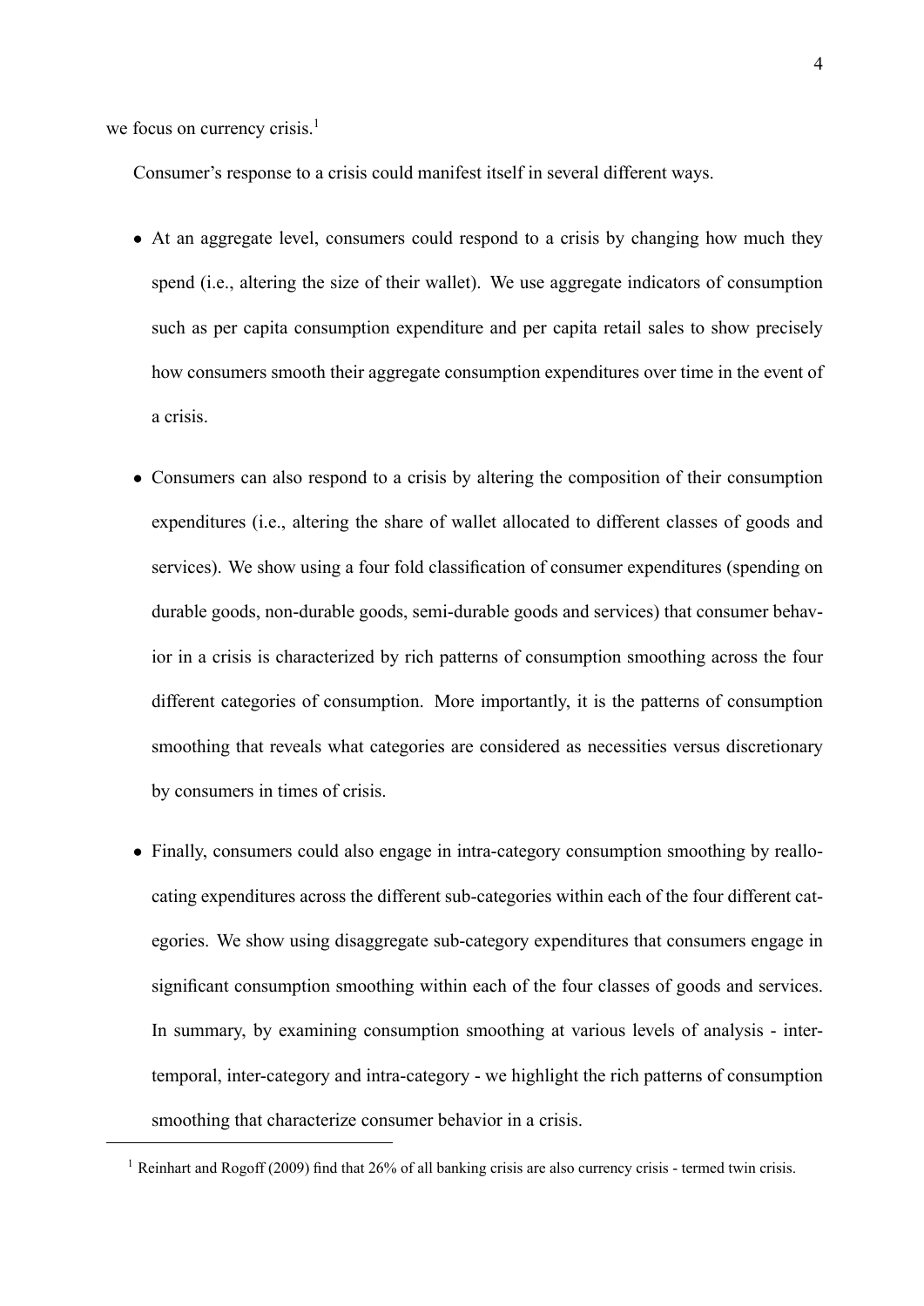we focus on currency crisis.[1]

Consumer's response to a crisis could manifest itself in several different ways.

- At an aggregate level, consumers could respond to a crisis by changing how much they spend (i.e., altering the size of their wallet). We use aggregate indicators of consumption such as per capita consumption expenditure and per capita retail sales to show precisely how consumers smooth their aggregate consumption expenditures over time in the event of a crisis.

- Consumers can also respond to a crisis by altering the composition of their consumption expenditures (i.e., altering the share of wallet allocated to different classes of goods and services). We show using a four fold classification of consumer expenditures (spending on durable goods, non-durable goods, semi-durable goods and services) that consumer behavior in a crisis is characterized by rich patterns of consumption smoothing across the four different categories of consumption. More importantly, it is the patterns of consumption smoothing that reveals what categories are considered as necessities versus discretionary by consumers in times of crisis.

- Finally, consumers could also engage in intra-category consumption smoothing by reallocating expenditures across the different sub-categories within each of the four different categories. We show using disaggregate sub-category expenditures that consumers engage in significant consumption smoothing within each of the four classes of goods and services. In summary, by examining consumption smoothing at various levels of analysis - inter-temporal, inter-category and intra-category - we highlight the rich patterns of consumption smoothing that characterize consumer behavior in a crisis.

[1] Reinhart and Rogoff (2009) find that 26% of all banking crisis are also currency crisis - termed twin crisis.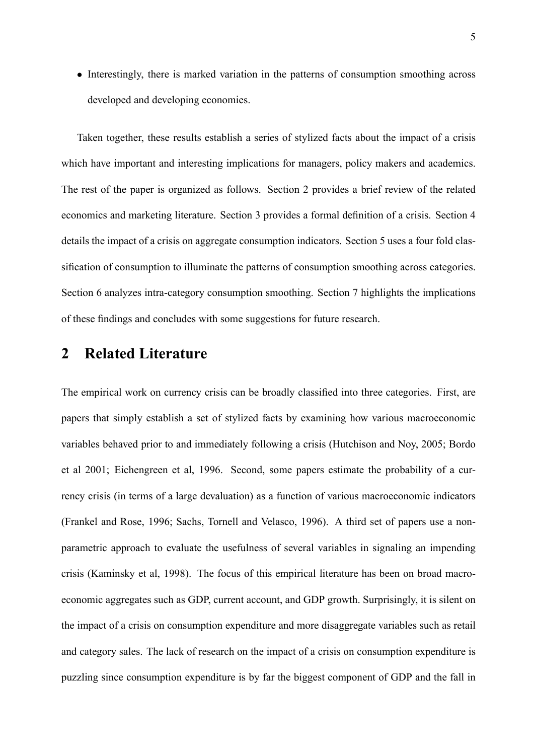- Interestingly, there is marked variation in the patterns of consumption smoothing across developed and developing economies.

Taken together, these results establish a series of stylized facts about the impact of a crisis which have important and interesting implications for managers, policy makers and academics. The rest of the paper is organized as follows. Section 2 provides a brief review of the related economics and marketing literature. Section 3 provides a formal definition of a crisis. Section 4 details the impact of a crisis on aggregate consumption indicators. Section 5 uses a four fold classification of consumption to illuminate the patterns of consumption smoothing across categories. Section 6 analyzes intra-category consumption smoothing. Section 7 highlights the implications of these findings and concludes with some suggestions for future research.

## 2 Related Literature

The empirical work on currency crisis can be broadly classified into three categories. First, are papers that simply establish a set of stylized facts by examining how various macroeconomic variables behaved prior to and immediately following a crisis (Hutchison and Noy, 2005; Bordo et al 2001; Eichengreen et al, 1996. Second, some papers estimate the probability of a currency crisis (in terms of a large devaluation) as a function of various macroeconomic indicators (Frankel and Rose, 1996; Sachs, Tornell and Velasco, 1996). A third set of papers use a non-parametric approach to evaluate the usefulness of several variables in signaling an impending crisis (Kaminsky et al, 1998). The focus of this empirical literature has been on broad macroeconomic aggregates such as GDP, current account, and GDP growth. Surprisingly, it is silent on the impact of a crisis on consumption expenditure and more disaggregate variables such as retail and category sales. The lack of research on the impact of a crisis on consumption expenditure is puzzling since consumption expenditure is by far the biggest component of GDP and the fall in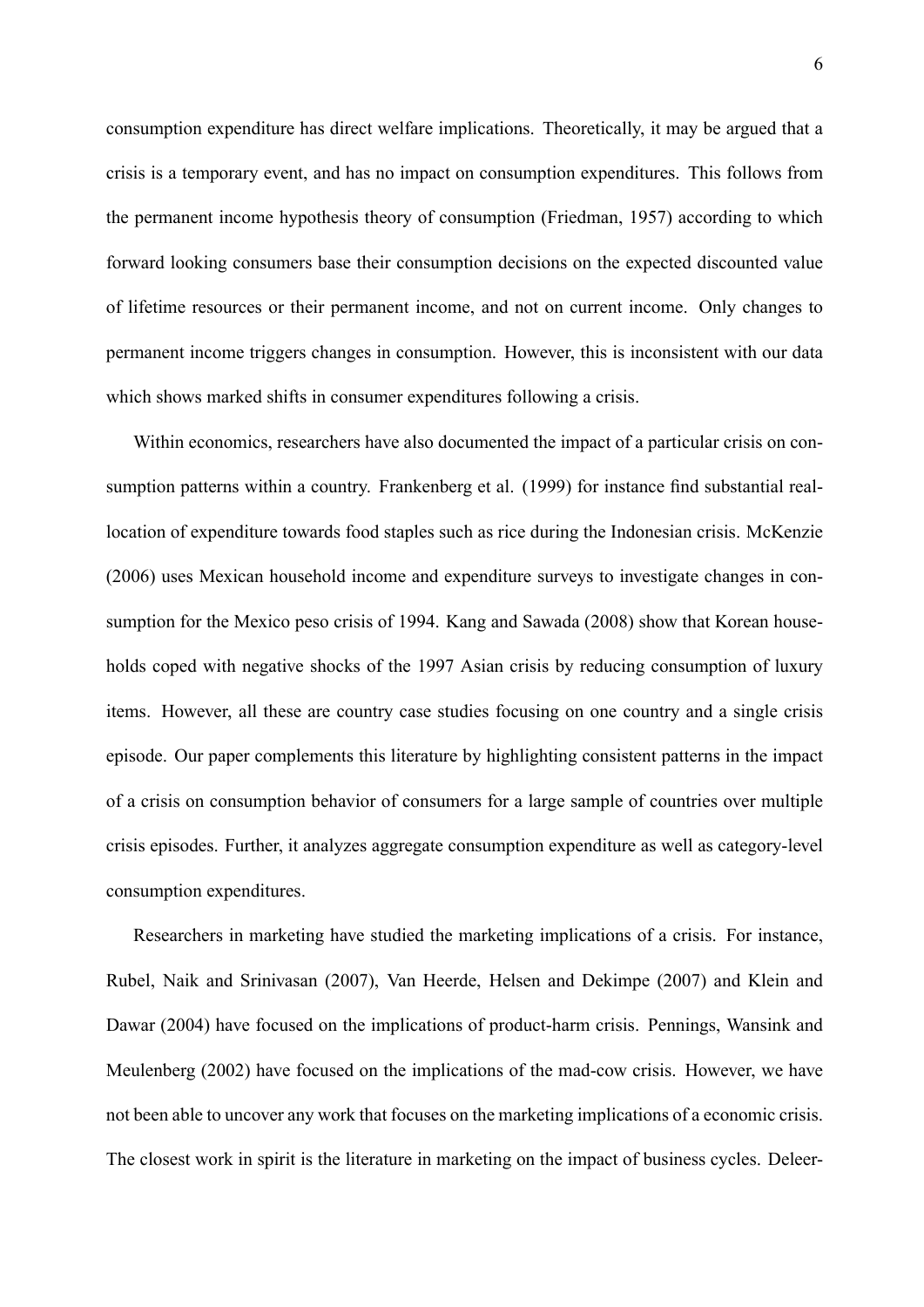consumption expenditure has direct welfare implications. Theoretically, it may be argued that a crisis is a temporary event, and has no impact on consumption expenditures. This follows from the permanent income hypothesis theory of consumption (Friedman, 1957) according to which forward looking consumers base their consumption decisions on the expected discounted value of lifetime resources or their permanent income, and not on current income. Only changes to permanent income triggers changes in consumption. However, this is inconsistent with our data which shows marked shifts in consumer expenditures following a crisis.

Within economics, researchers have also documented the impact of a particular crisis on consumption patterns within a country. Frankenberg et al. (1999) for instance find substantial reallocation of expenditure towards food staples such as rice during the Indonesian crisis. McKenzie (2006) uses Mexican household income and expenditure surveys to investigate changes in consumption for the Mexico peso crisis of 1994. Kang and Sawada (2008) show that Korean households coped with negative shocks of the 1997 Asian crisis by reducing consumption of luxury items. However, all these are country case studies focusing on one country and a single crisis episode. Our paper complements this literature by highlighting consistent patterns in the impact of a crisis on consumption behavior of consumers for a large sample of countries over multiple crisis episodes. Further, it analyzes aggregate consumption expenditure as well as category-level consumption expenditures.

Researchers in marketing have studied the marketing implications of a crisis. For instance, Rubel, Naik and Srinivasan (2007), Van Heerde, Helsen and Dekimpe (2007) and Klein and Dawar (2004) have focused on the implications of product-harm crisis. Pennings, Wansink and Meulenberg (2002) have focused on the implications of the mad-cow crisis. However, we have not been able to uncover any work that focuses on the marketing implications of a economic crisis. The closest work in spirit is the literature in marketing on the impact of business cycles. Deleer-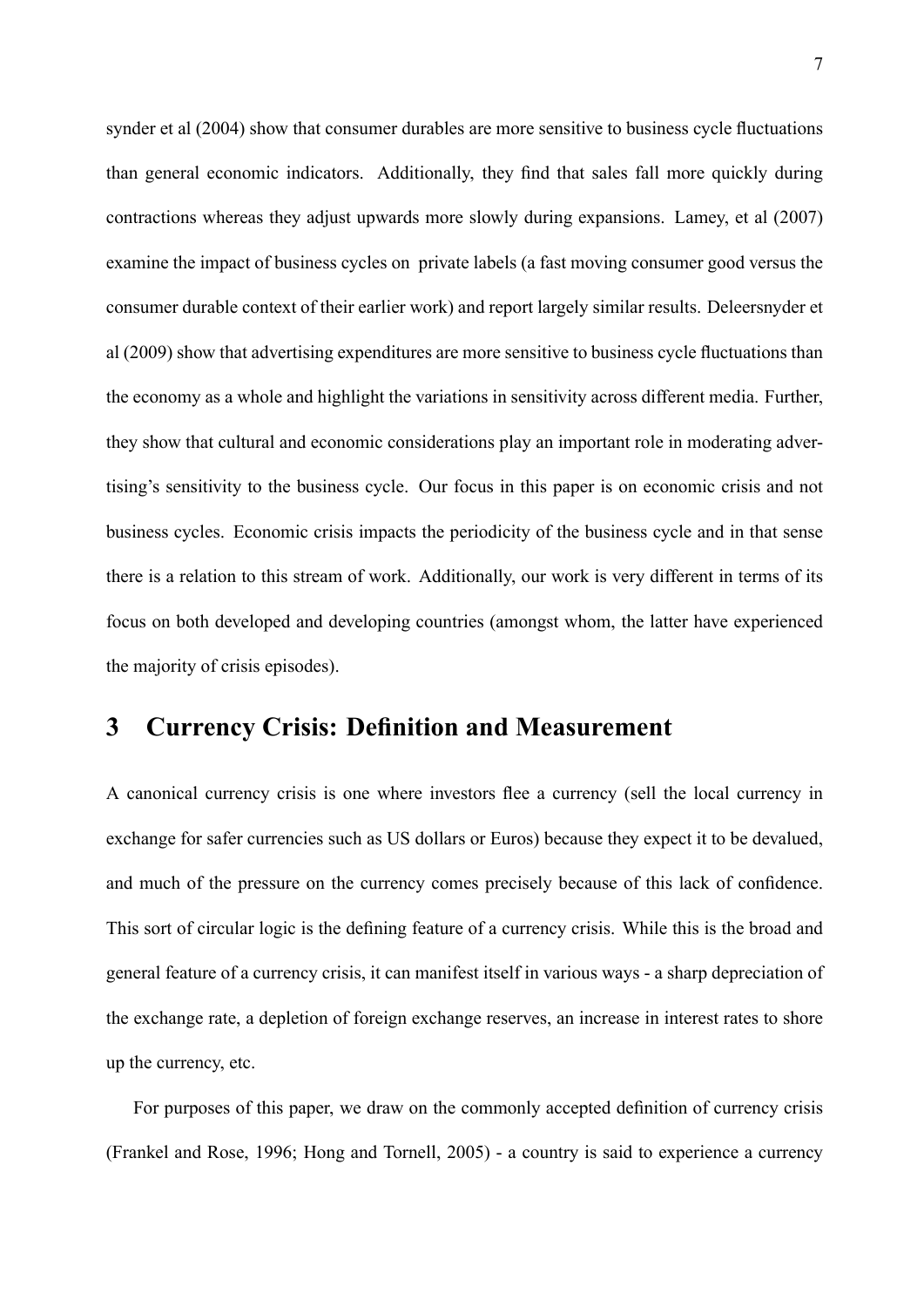synder et al (2004) show that consumer durables are more sensitive to business cycle fluctuations than general economic indicators. Additionally, they find that sales fall more quickly during contractions whereas they adjust upwards more slowly during expansions. Lamey, et al (2007) examine the impact of business cycles on private labels (a fast moving consumer good versus the consumer durable context of their earlier work) and report largely similar results. Deleersnyder et al (2009) show that advertising expenditures are more sensitive to business cycle fluctuations than the economy as a whole and highlight the variations in sensitivity across different media. Further, they show that cultural and economic considerations play an important role in moderating advertising's sensitivity to the business cycle. Our focus in this paper is on economic crisis and not business cycles. Economic crisis impacts the periodicity of the business cycle and in that sense there is a relation to this stream of work. Additionally, our work is very different in terms of its focus on both developed and developing countries (amongst whom, the latter have experienced the majority of crisis episodes).

## 3 Currency Crisis: Definition and Measurement

A canonical currency crisis is one where investors flee a currency (sell the local currency in exchange for safer currencies such as US dollars or Euros) because they expect it to be devalued, and much of the pressure on the currency comes precisely because of this lack of confidence. This sort of circular logic is the defining feature of a currency crisis. While this is the broad and general feature of a currency crisis, it can manifest itself in various ways - a sharp depreciation of the exchange rate, a depletion of foreign exchange reserves, an increase in interest rates to shore up the currency, etc.

For purposes of this paper, we draw on the commonly accepted definition of currency crisis (Frankel and Rose, 1996; Hong and Tornell, 2005) - a country is said to experience a currency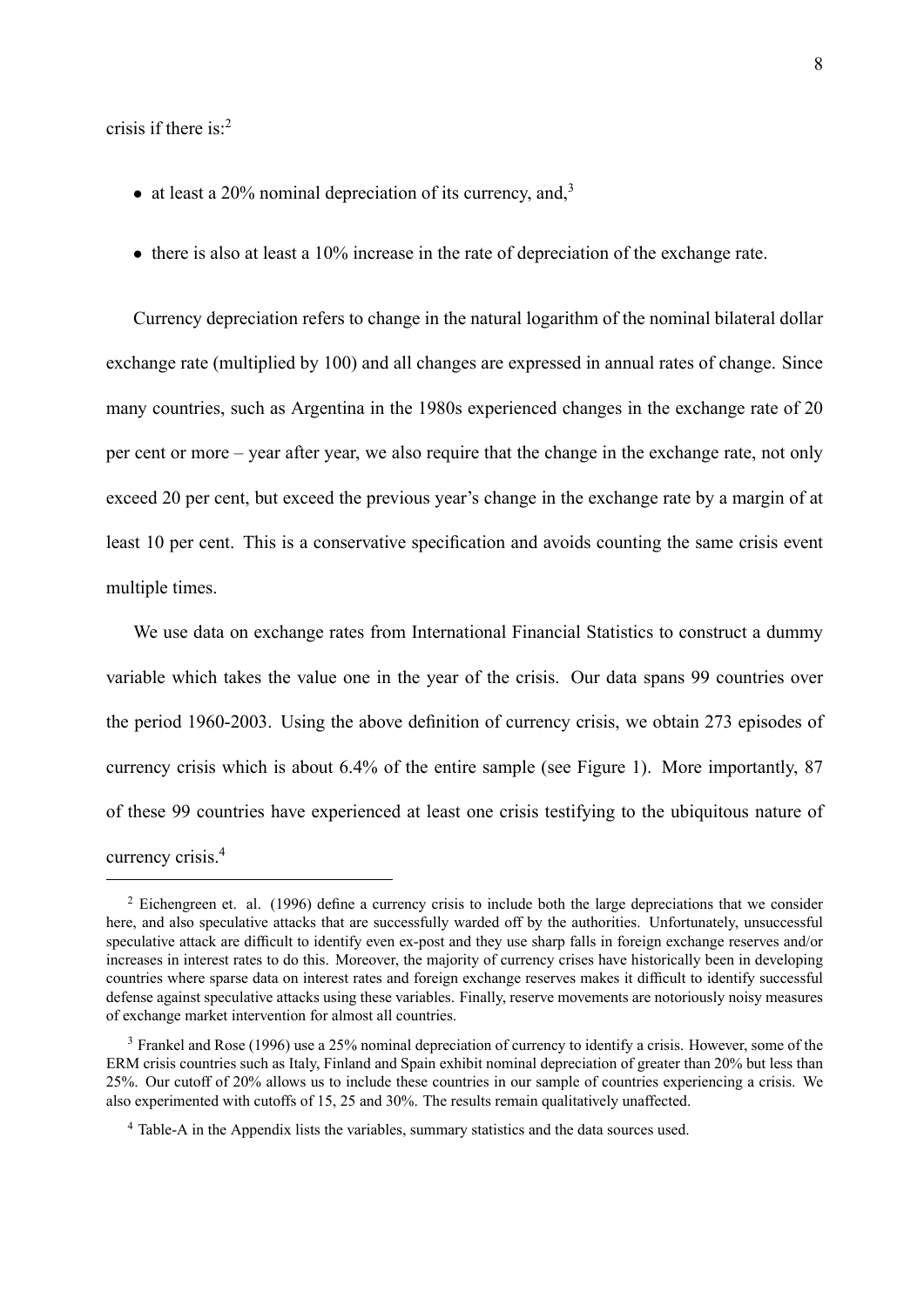crisis if there is:[2]

- at least a 20% nominal depreciation of its currency, and,[3]
- there is also at least a 10% increase in the rate of depreciation of the exchange rate.

Currency depreciation refers to change in the natural logarithm of the nominal bilateral dollar exchange rate (multiplied by 100) and all changes are expressed in annual rates of change. Since many countries, such as Argentina in the 1980s experienced changes in the exchange rate of 20 per cent or more – year after year, we also require that the change in the exchange rate, not only exceed 20 per cent, but exceed the previous year's change in the exchange rate by a margin of at least 10 per cent. This is a conservative specification and avoids counting the same crisis event multiple times.

We use data on exchange rates from International Financial Statistics to construct a dummy variable which takes the value one in the year of the crisis. Our data spans 99 countries over the period 1960-2003. Using the above definition of currency crisis, we obtain 273 episodes of currency crisis which is about 6.4% of the entire sample (see Figure 1). More importantly, 87 of these 99 countries have experienced at least one crisis testifying to the ubiquitous nature of currency crisis.[4]

---

[2] Eichengreen et. al. (1996) define a currency crisis to include both the large depreciations that we consider here, and also speculative attacks that are successfully warded off by the authorities. Unfortunately, unsuccessful speculative attack are difficult to identify even ex-post and they use sharp falls in foreign exchange reserves and/or increases in interest rates to do this. Moreover, the majority of currency crises have historically been in developing countries where sparse data on interest rates and foreign exchange reserves makes it difficult to identify successful defense against speculative attacks using these variables. Finally, reserve movements are notoriously noisy measures of exchange market intervention for almost all countries.

[3] Frankel and Rose (1996) use a 25% nominal depreciation of currency to identify a crisis. However, some of the ERM crisis countries such as Italy, Finland and Spain exhibit nominal depreciation of greater than 20% but less than 25%. Our cutoff of 20% allows us to include these countries in our sample of countries experiencing a crisis. We also experimented with cutoffs of 15, 25 and 30%. The results remain qualitatively unaffected.

[4] Table-A in the Appendix lists the variables, summary statistics and the data sources used.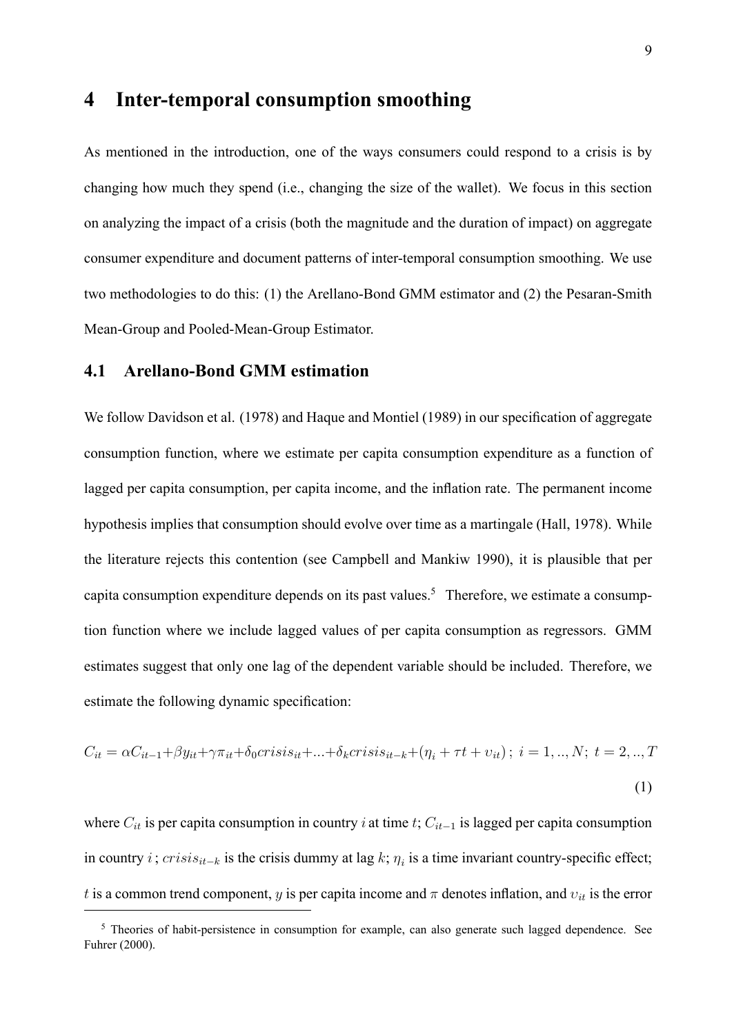# 4 Inter-temporal consumption smoothing

As mentioned in the introduction, one of the ways consumers could respond to a crisis is by changing how much they spend (i.e., changing the size of the wallet). We focus in this section on analyzing the impact of a crisis (both the magnitude and the duration of impact) on aggregate consumer expenditure and document patterns of inter-temporal consumption smoothing. We use two methodologies to do this: (1) the Arellano-Bond GMM estimator and (2) the Pesaran-Smith Mean-Group and Pooled-Mean-Group Estimator.

## 4.1 Arellano-Bond GMM estimation

We follow Davidson et al. (1978) and Haque and Montiel (1989) in our specification of aggregate consumption function, where we estimate per capita consumption expenditure as a function of lagged per capita consumption, per capita income, and the inflation rate. The permanent income hypothesis implies that consumption should evolve over time as a martingale (Hall, 1978). While the literature rejects this contention (see Campbell and Mankiw 1990), it is plausible that per capita consumption expenditure depends on its past values.[5] Therefore, we estimate a consumption function where we include lagged values of per capita consumption as regressors. GMM estimates suggest that only one lag of the dependent variable should be included. Therefore, we estimate the following dynamic specification:

$$C_{it} = \alpha C_{it-1} + \beta y_{it} + \gamma \pi_{it} + \delta_0 crisis_{it} + ... + \delta_k crisis_{it-k} + (\eta_i + \tau t + \upsilon_{it})\,;\; i = 1,..,N;\; t = 2,..,T \quad (1)$$

where $C_{it}$ is per capita consumption in country $i$ at time $t$; $C_{it-1}$ is lagged per capita consumption in country $i$ ; $crisis_{it-k}$ is the crisis dummy at lag $k$; $\eta_i$ is a time invariant country-specific effect; $t$ is a common trend component, $y$ is per capita income and $\pi$ denotes inflation, and $\upsilon_{it}$ is the error

[5] Theories of habit-persistence in consumption for example, can also generate such lagged dependence. See Fuhrer (2000).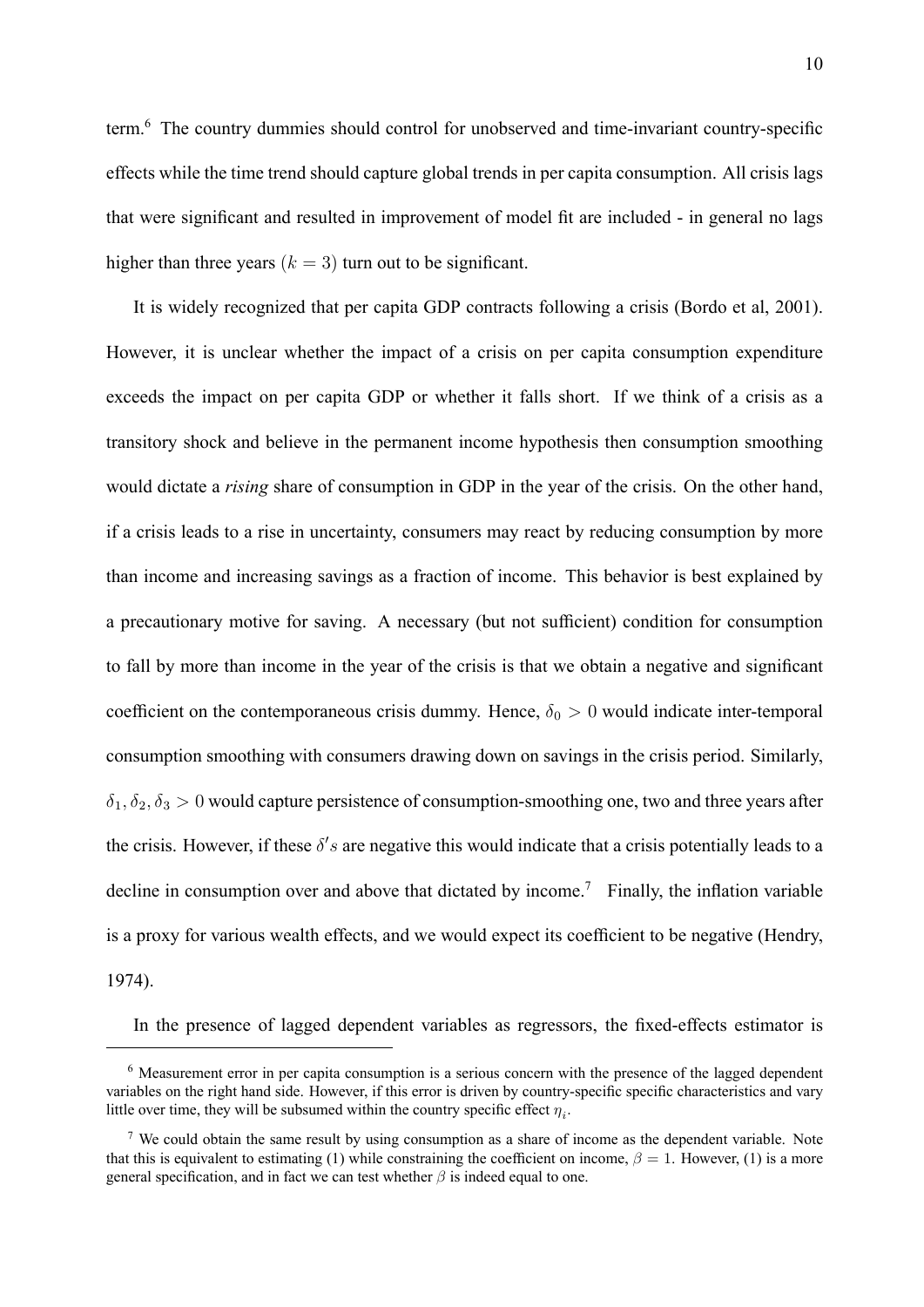term.[6] The country dummies should control for unobserved and time-invariant country-specific effects while the time trend should capture global trends in per capita consumption. All crisis lags that were significant and resulted in improvement of model fit are included - in general no lags higher than three years ($k = 3$) turn out to be significant.

It is widely recognized that per capita GDP contracts following a crisis (Bordo et al, 2001). However, it is unclear whether the impact of a crisis on per capita consumption expenditure exceeds the impact on per capita GDP or whether it falls short. If we think of a crisis as a transitory shock and believe in the permanent income hypothesis then consumption smoothing would dictate a *rising* share of consumption in GDP in the year of the crisis. On the other hand, if a crisis leads to a rise in uncertainty, consumers may react by reducing consumption by more than income and increasing savings as a fraction of income. This behavior is best explained by a precautionary motive for saving. A necessary (but not sufficient) condition for consumption to fall by more than income in the year of the crisis is that we obtain a negative and significant coefficient on the contemporaneous crisis dummy. Hence, $\delta_0 > 0$ would indicate inter-temporal consumption smoothing with consumers drawing down on savings in the crisis period. Similarly, $\delta_1, \delta_2, \delta_3 > 0$ would capture persistence of consumption-smoothing one, two and three years after the crisis. However, if these $\delta's$ are negative this would indicate that a crisis potentially leads to a decline in consumption over and above that dictated by income.[7] Finally, the inflation variable is a proxy for various wealth effects, and we would expect its coefficient to be negative (Hendry, 1974).

In the presence of lagged dependent variables as regressors, the fixed-effects estimator is

[6] Measurement error in per capita consumption is a serious concern with the presence of the lagged dependent variables on the right hand side. However, if this error is driven by country-specific specific characteristics and vary little over time, they will be subsumed within the country specific effect $\eta_i$.

[7] We could obtain the same result by using consumption as a share of income as the dependent variable. Note that this is equivalent to estimating (1) while constraining the coefficient on income, $\beta = 1$. However, (1) is a more general specification, and in fact we can test whether $\beta$ is indeed equal to one.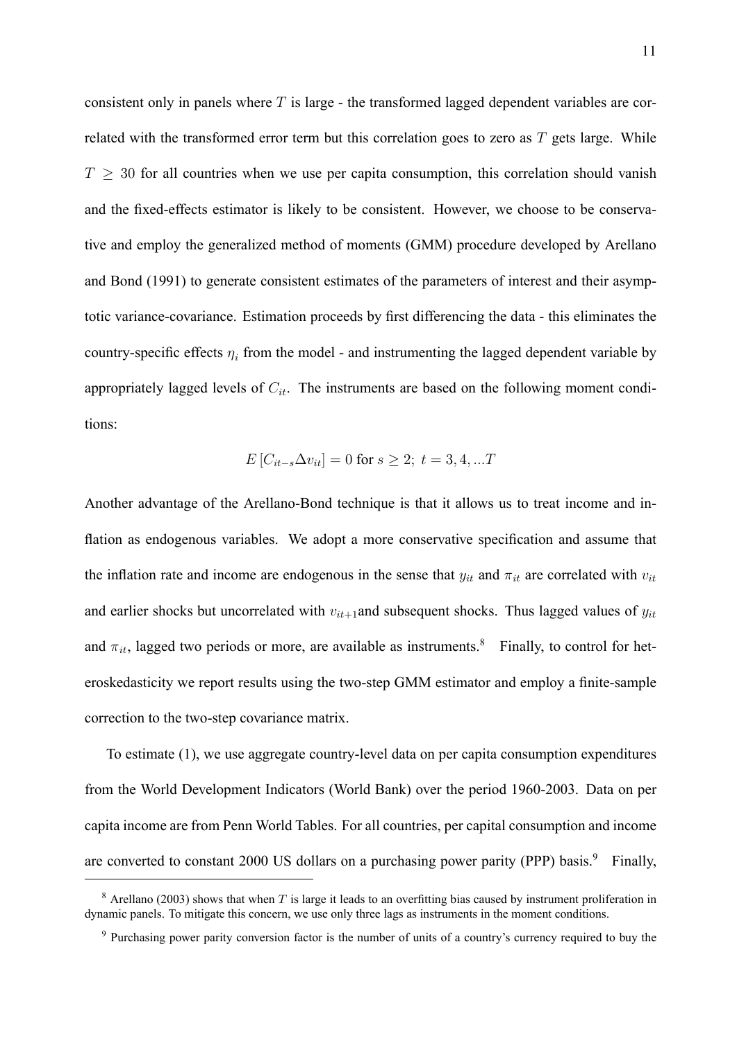consistent only in panels where $T$ is large - the transformed lagged dependent variables are correlated with the transformed error term but this correlation goes to zero as $T$ gets large. While $T \geq 30$ for all countries when we use per capita consumption, this correlation should vanish and the fixed-effects estimator is likely to be consistent. However, we choose to be conservative and employ the generalized method of moments (GMM) procedure developed by Arellano and Bond (1991) to generate consistent estimates of the parameters of interest and their asymptotic variance-covariance. Estimation proceeds by first differencing the data - this eliminates the country-specific effects $\eta_i$ from the model - and instrumenting the lagged dependent variable by appropriately lagged levels of $C_{it}$. The instruments are based on the following moment conditions:

$$E\left[C_{it-s}\Delta v_{it}\right] = 0 \text{ for } s \geq 2;\ t = 3, 4, ...T$$

Another advantage of the Arellano-Bond technique is that it allows us to treat income and inflation as endogenous variables. We adopt a more conservative specification and assume that the inflation rate and income are endogenous in the sense that $y_{it}$ and $\pi_{it}$ are correlated with $v_{it}$ and earlier shocks but uncorrelated with $v_{it+1}$and subsequent shocks. Thus lagged values of $y_{it}$ and $\pi_{it}$, lagged two periods or more, are available as instruments.[8] Finally, to control for heteroskedasticity we report results using the two-step GMM estimator and employ a finite-sample correction to the two-step covariance matrix.

To estimate (1), we use aggregate country-level data on per capita consumption expenditures from the World Development Indicators (World Bank) over the period 1960-2003. Data on per capita income are from Penn World Tables. For all countries, per capital consumption and income are converted to constant 2000 US dollars on a purchasing power parity (PPP) basis.[9] Finally,

---

[8] Arellano (2003) shows that when $T$ is large it leads to an overfitting bias caused by instrument proliferation in dynamic panels. To mitigate this concern, we use only three lags as instruments in the moment conditions.

[9] Purchasing power parity conversion factor is the number of units of a country's currency required to buy the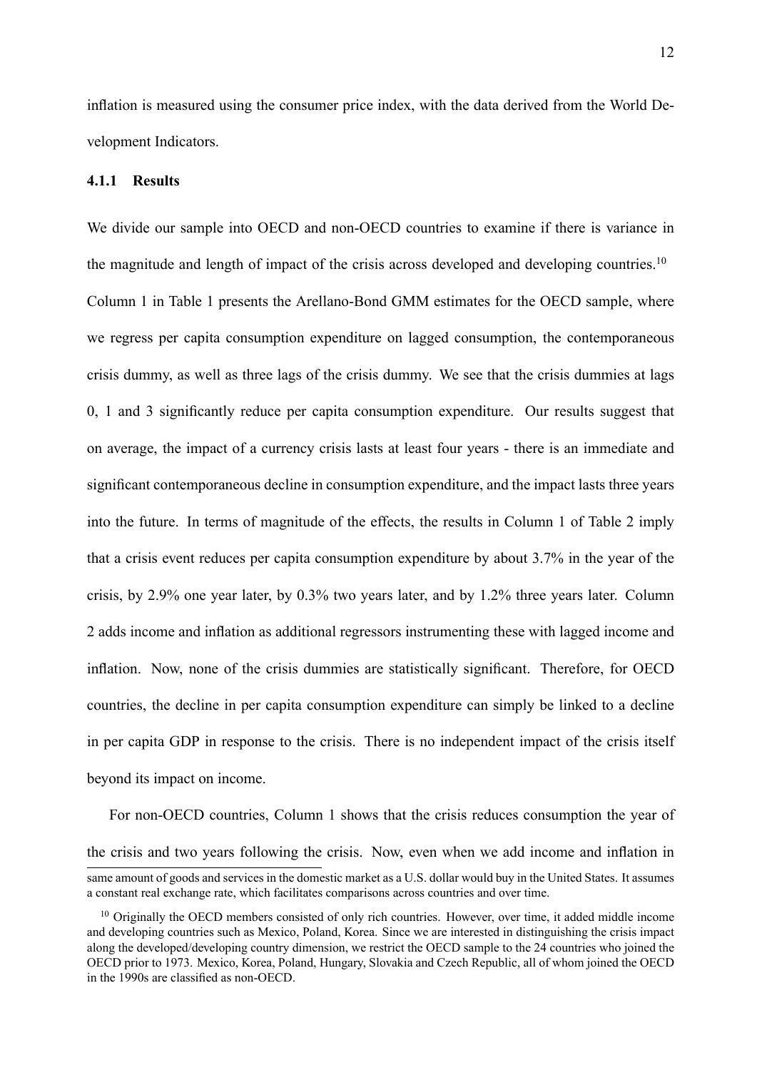inflation is measured using the consumer price index, with the data derived from the World Development Indicators.

#### 4.1.1 Results

We divide our sample into OECD and non-OECD countries to examine if there is variance in the magnitude and length of impact of the crisis across developed and developing countries.[10] Column 1 in Table 1 presents the Arellano-Bond GMM estimates for the OECD sample, where we regress per capita consumption expenditure on lagged consumption, the contemporaneous crisis dummy, as well as three lags of the crisis dummy. We see that the crisis dummies at lags 0, 1 and 3 significantly reduce per capita consumption expenditure. Our results suggest that on average, the impact of a currency crisis lasts at least four years - there is an immediate and significant contemporaneous decline in consumption expenditure, and the impact lasts three years into the future. In terms of magnitude of the effects, the results in Column 1 of Table 2 imply that a crisis event reduces per capita consumption expenditure by about 3.7% in the year of the crisis, by 2.9% one year later, by 0.3% two years later, and by 1.2% three years later. Column 2 adds income and inflation as additional regressors instrumenting these with lagged income and inflation. Now, none of the crisis dummies are statistically significant. Therefore, for OECD countries, the decline in per capita consumption expenditure can simply be linked to a decline in per capita GDP in response to the crisis. There is no independent impact of the crisis itself beyond its impact on income.

For non-OECD countries, Column 1 shows that the crisis reduces consumption the year of the crisis and two years following the crisis. Now, even when we add income and inflation in

same amount of goods and services in the domestic market as a U.S. dollar would buy in the United States. It assumes a constant real exchange rate, which facilitates comparisons across countries and over time.

[10] Originally the OECD members consisted of only rich countries. However, over time, it added middle income and developing countries such as Mexico, Poland, Korea. Since we are interested in distinguishing the crisis impact along the developed/developing country dimension, we restrict the OECD sample to the 24 countries who joined the OECD prior to 1973. Mexico, Korea, Poland, Hungary, Slovakia and Czech Republic, all of whom joined the OECD in the 1990s are classified as non-OECD.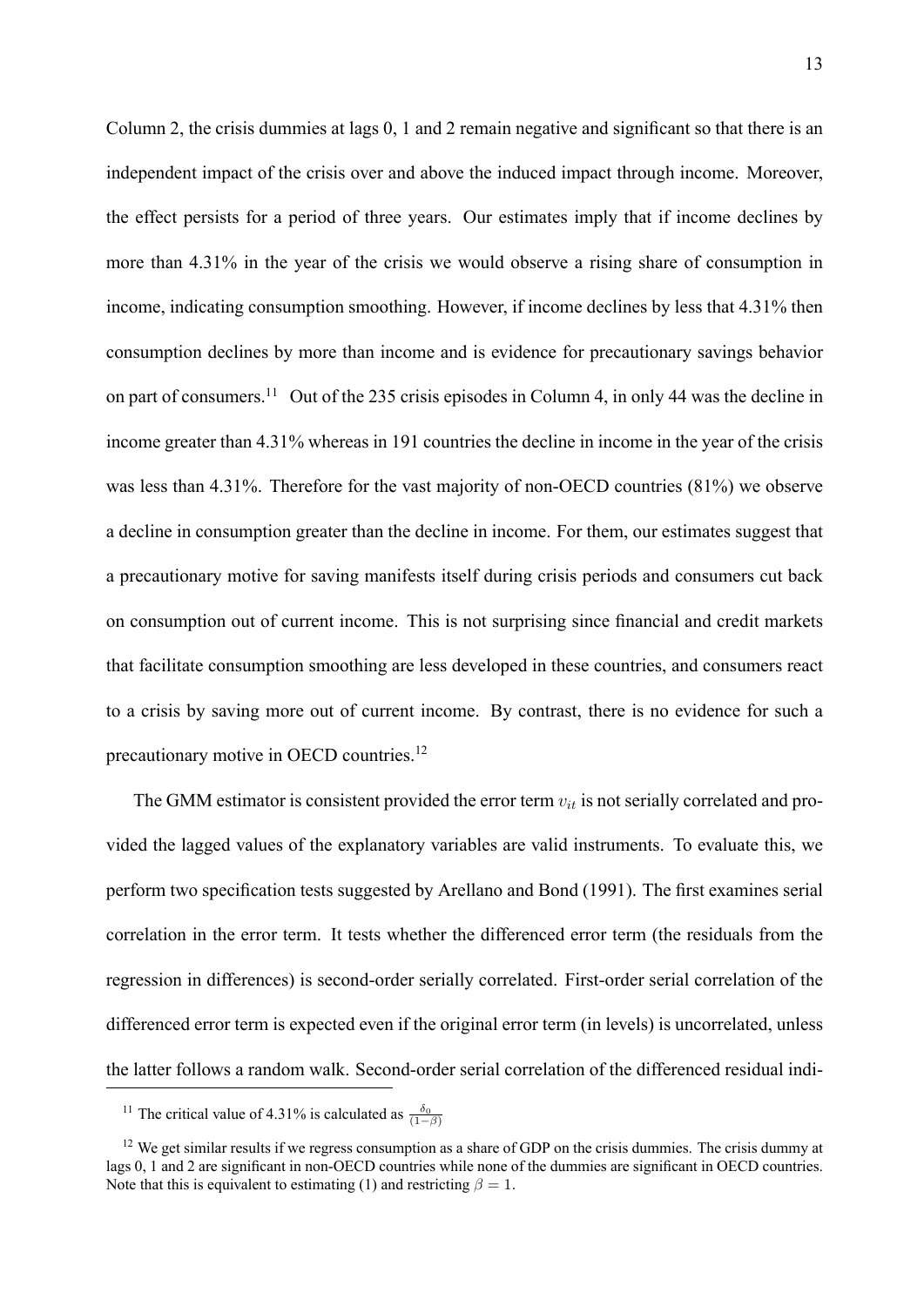Column 2, the crisis dummies at lags 0, 1 and 2 remain negative and significant so that there is an independent impact of the crisis over and above the induced impact through income. Moreover, the effect persists for a period of three years. Our estimates imply that if income declines by more than 4.31% in the year of the crisis we would observe a rising share of consumption in income, indicating consumption smoothing. However, if income declines by less that 4.31% then consumption declines by more than income and is evidence for precautionary savings behavior on part of consumers.[11] Out of the 235 crisis episodes in Column 4, in only 44 was the decline in income greater than 4.31% whereas in 191 countries the decline in income in the year of the crisis was less than 4.31%. Therefore for the vast majority of non-OECD countries (81%) we observe a decline in consumption greater than the decline in income. For them, our estimates suggest that a precautionary motive for saving manifests itself during crisis periods and consumers cut back on consumption out of current income. This is not surprising since financial and credit markets that facilitate consumption smoothing are less developed in these countries, and consumers react to a crisis by saving more out of current income. By contrast, there is no evidence for such a precautionary motive in OECD countries.[12]

The GMM estimator is consistent provided the error term $v_{it}$ is not serially correlated and provided the lagged values of the explanatory variables are valid instruments. To evaluate this, we perform two specification tests suggested by Arellano and Bond (1991). The first examines serial correlation in the error term. It tests whether the differenced error term (the residuals from the regression in differences) is second-order serially correlated. First-order serial correlation of the differenced error term is expected even if the original error term (in levels) is uncorrelated, unless the latter follows a random walk. Second-order serial correlation of the differenced residual indi-

[11] The critical value of 4.31% is calculated as $\frac{\delta_0}{(1-\beta)}$

[12] We get similar results if we regress consumption as a share of GDP on the crisis dummies. The crisis dummy at lags 0, 1 and 2 are significant in non-OECD countries while none of the dummies are significant in OECD countries. Note that this is equivalent to estimating (1) and restricting $\beta = 1$.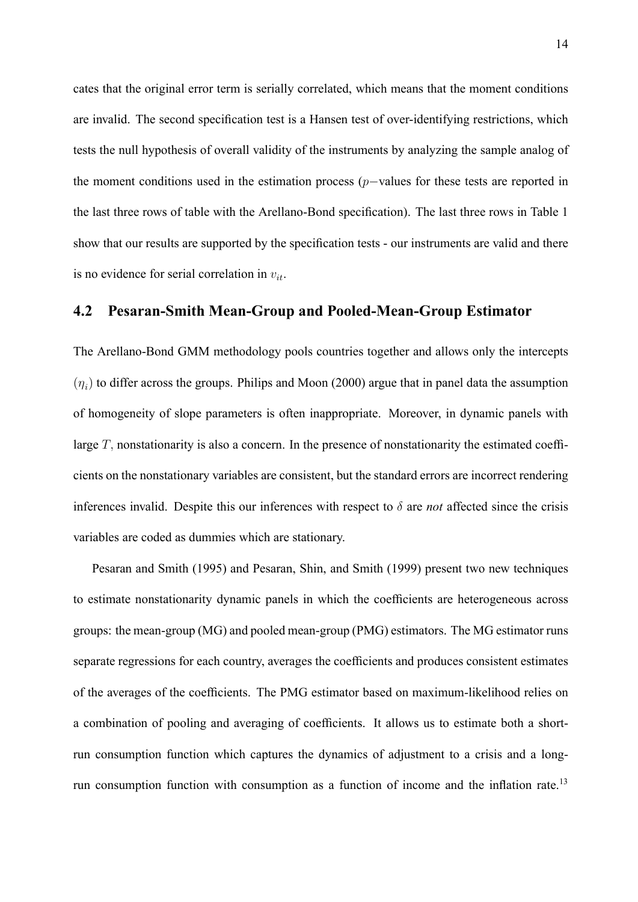cates that the original error term is serially correlated, which means that the moment conditions are invalid. The second specification test is a Hansen test of over-identifying restrictions, which tests the null hypothesis of overall validity of the instruments by analyzing the sample analog of the moment conditions used in the estimation process ($p-$values for these tests are reported in the last three rows of table with the Arellano-Bond specification). The last three rows in Table 1 show that our results are supported by the specification tests - our instruments are valid and there is no evidence for serial correlation in $v_{it}$.

## 4.2 Pesaran-Smith Mean-Group and Pooled-Mean-Group Estimator

The Arellano-Bond GMM methodology pools countries together and allows only the intercepts $(\eta_i)$ to differ across the groups. Philips and Moon (2000) argue that in panel data the assumption of homogeneity of slope parameters is often inappropriate. Moreover, in dynamic panels with large $T$, nonstationarity is also a concern. In the presence of nonstationarity the estimated coefficients on the nonstationary variables are consistent, but the standard errors are incorrect rendering inferences invalid. Despite this our inferences with respect to $\delta$ are *not* affected since the crisis variables are coded as dummies which are stationary.

Pesaran and Smith (1995) and Pesaran, Shin, and Smith (1999) present two new techniques to estimate nonstationarity dynamic panels in which the coefficients are heterogeneous across groups: the mean-group (MG) and pooled mean-group (PMG) estimators. The MG estimator runs separate regressions for each country, averages the coefficients and produces consistent estimates of the averages of the coefficients. The PMG estimator based on maximum-likelihood relies on a combination of pooling and averaging of coefficients. It allows us to estimate both a short-run consumption function which captures the dynamics of adjustment to a crisis and a long-run consumption function with consumption as a function of income and the inflation rate.[13]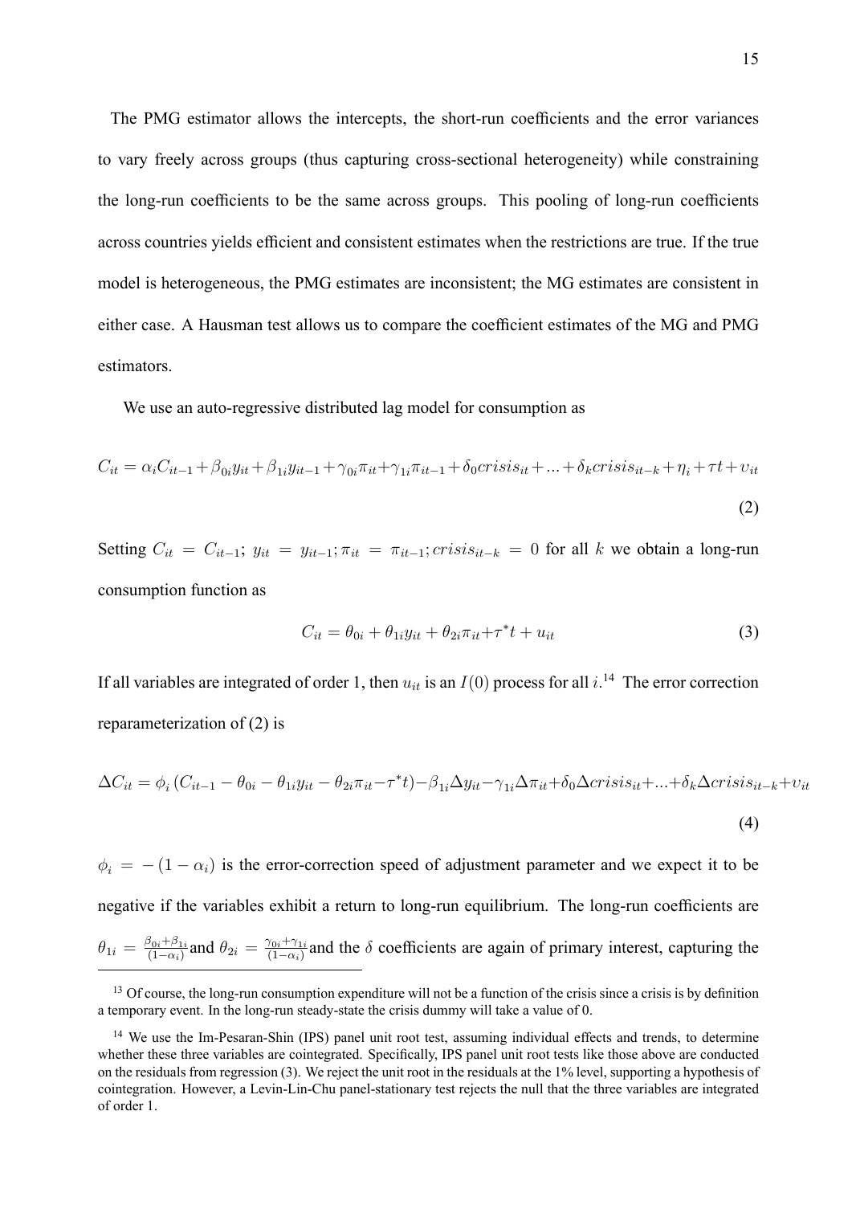The PMG estimator allows the intercepts, the short-run coefficients and the error variances to vary freely across groups (thus capturing cross-sectional heterogeneity) while constraining the long-run coefficients to be the same across groups. This pooling of long-run coefficients across countries yields efficient and consistent estimates when the restrictions are true. If the true model is heterogeneous, the PMG estimates are inconsistent; the MG estimates are consistent in either case. A Hausman test allows us to compare the coefficient estimates of the MG and PMG estimators.

We use an auto-regressive distributed lag model for consumption as

$$C_{it} = \alpha_i C_{it-1} + \beta_{0i} y_{it} + \beta_{1i} y_{it-1} + \gamma_{0i} \pi_{it} + \gamma_{1i} \pi_{it-1} + \delta_0 crisis_{it} + ... + \delta_k crisis_{it-k} + \eta_i + \tau t + \upsilon_{it} \tag{2}$$

Setting $C_{it} = C_{it-1}$; $y_{it} = y_{it-1}; \pi_{it} = \pi_{it-1}; crisis_{it-k} = 0$ for all $k$ we obtain a long-run consumption function as

$$C_{it} = \theta_{0i} + \theta_{1i} y_{it} + \theta_{2i} \pi_{it} + \tau^* t + u_{it} \tag{3}$$

If all variables are integrated of order 1, then $u_{it}$ is an $I(0)$ process for all $i$.[14] The error correction reparameterization of (2) is

$$\Delta C_{it} = \phi_i \left( C_{it-1} - \theta_{0i} - \theta_{1i} y_{it} - \theta_{2i} \pi_{it} - \tau^* t \right) - \beta_{1i} \Delta y_{it} - \gamma_{1i} \Delta \pi_{it} + \delta_0 \Delta crisis_{it} + ... + \delta_k \Delta crisis_{it-k} + \upsilon_{it} \tag{4}$$

$\phi_i = -(1 - \alpha_i)$ is the error-correction speed of adjustment parameter and we expect it to be negative if the variables exhibit a return to long-run equilibrium. The long-run coefficients are $\theta_{1i} = \frac{\beta_{0i} + \beta_{1i}}{(1-\alpha_i)}$ and $\theta_{2i} = \frac{\gamma_{0i} + \gamma_{1i}}{(1-\alpha_i)}$ and the $\delta$ coefficients are again of primary interest, capturing the

[13] Of course, the long-run consumption expenditure will not be a function of the crisis since a crisis is by definition a temporary event. In the long-run steady-state the crisis dummy will take a value of 0.

[14] We use the Im-Pesaran-Shin (IPS) panel unit root test, assuming individual effects and trends, to determine whether these three variables are cointegrated. Specifically, IPS panel unit root tests like those above are conducted on the residuals from regression (3). We reject the unit root in the residuals at the 1% level, supporting a hypothesis of cointegration. However, a Levin-Lin-Chu panel-stationary test rejects the null that the three variables are integrated of order 1.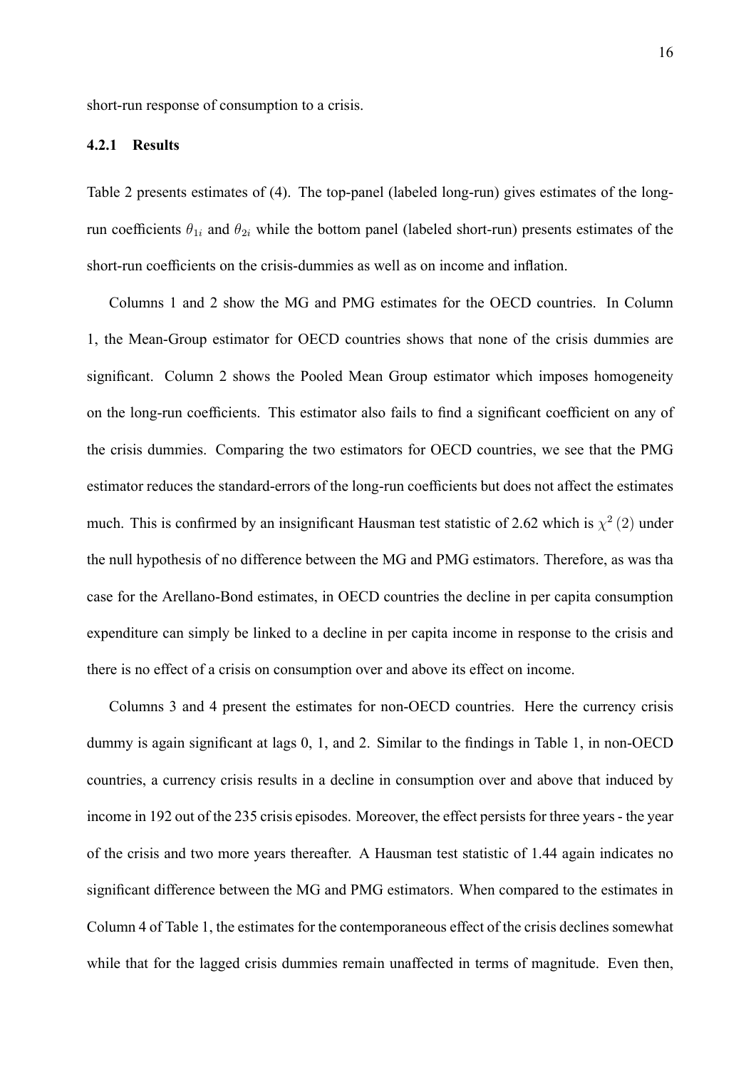short-run response of consumption to a crisis.

### 4.2.1 Results

Table 2 presents estimates of (4). The top-panel (labeled long-run) gives estimates of the long-run coefficients $\theta_{1i}$ and $\theta_{2i}$ while the bottom panel (labeled short-run) presents estimates of the short-run coefficients on the crisis-dummies as well as on income and inflation.

Columns 1 and 2 show the MG and PMG estimates for the OECD countries. In Column 1, the Mean-Group estimator for OECD countries shows that none of the crisis dummies are significant. Column 2 shows the Pooled Mean Group estimator which imposes homogeneity on the long-run coefficients. This estimator also fails to find a significant coefficient on any of the crisis dummies. Comparing the two estimators for OECD countries, we see that the PMG estimator reduces the standard-errors of the long-run coefficients but does not affect the estimates much. This is confirmed by an insignificant Hausman test statistic of 2.62 which is $\chi^2(2)$ under the null hypothesis of no difference between the MG and PMG estimators. Therefore, as was tha case for the Arellano-Bond estimates, in OECD countries the decline in per capita consumption expenditure can simply be linked to a decline in per capita income in response to the crisis and there is no effect of a crisis on consumption over and above its effect on income.

Columns 3 and 4 present the estimates for non-OECD countries. Here the currency crisis dummy is again significant at lags 0, 1, and 2. Similar to the findings in Table 1, in non-OECD countries, a currency crisis results in a decline in consumption over and above that induced by income in 192 out of the 235 crisis episodes. Moreover, the effect persists for three years - the year of the crisis and two more years thereafter. A Hausman test statistic of 1.44 again indicates no significant difference between the MG and PMG estimators. When compared to the estimates in Column 4 of Table 1, the estimates for the contemporaneous effect of the crisis declines somewhat while that for the lagged crisis dummies remain unaffected in terms of magnitude. Even then,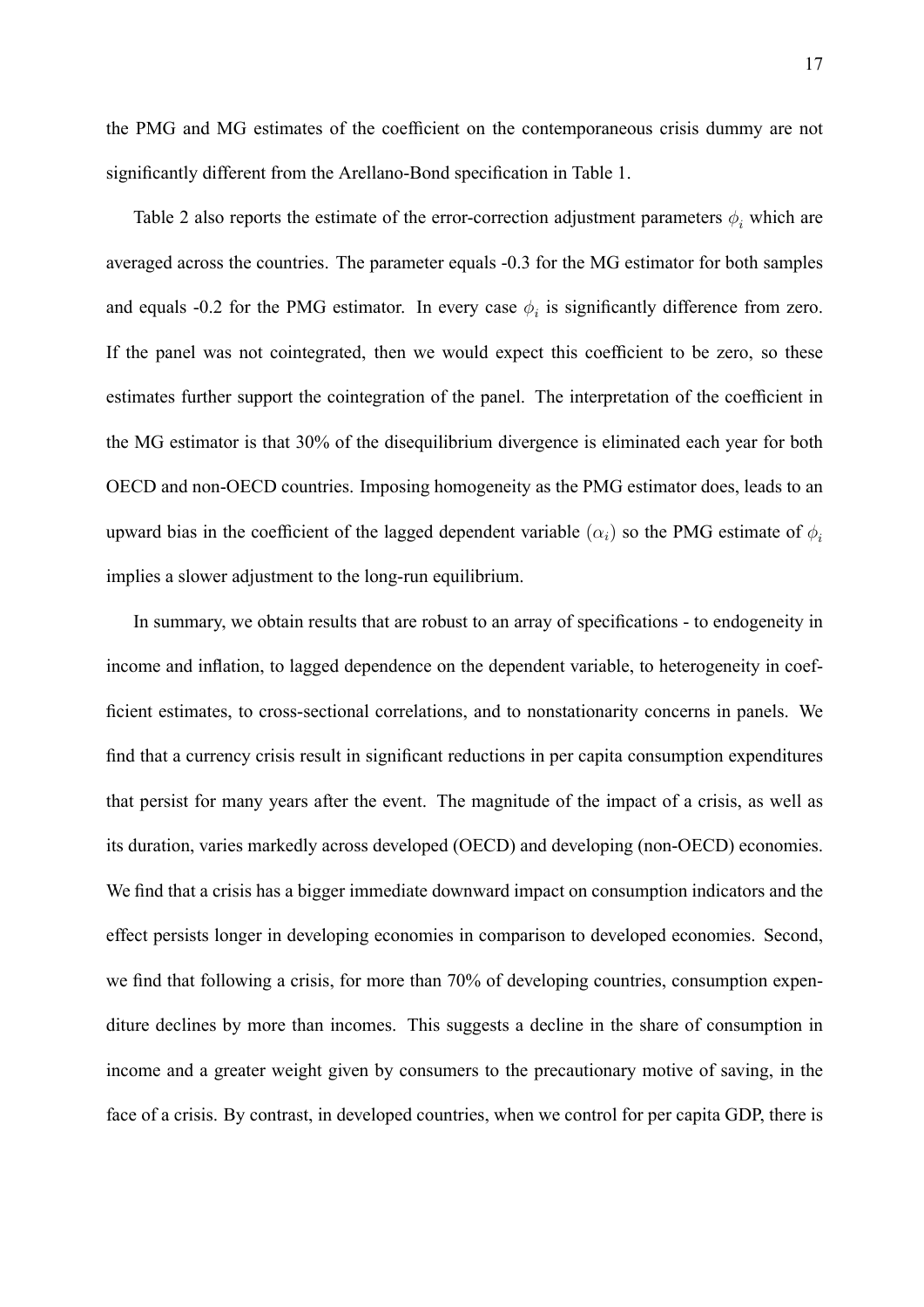the PMG and MG estimates of the coefficient on the contemporaneous crisis dummy are not significantly different from the Arellano-Bond specification in Table 1.

Table 2 also reports the estimate of the error-correction adjustment parameters $\phi_i$ which are averaged across the countries. The parameter equals -0.3 for the MG estimator for both samples and equals -0.2 for the PMG estimator. In every case $\phi_i$ is significantly difference from zero. If the panel was not cointegrated, then we would expect this coefficient to be zero, so these estimates further support the cointegration of the panel. The interpretation of the coefficient in the MG estimator is that 30% of the disequilibrium divergence is eliminated each year for both OECD and non-OECD countries. Imposing homogeneity as the PMG estimator does, leads to an upward bias in the coefficient of the lagged dependent variable ($\alpha_i$) so the PMG estimate of $\phi_i$ implies a slower adjustment to the long-run equilibrium.

In summary, we obtain results that are robust to an array of specifications - to endogeneity in income and inflation, to lagged dependence on the dependent variable, to heterogeneity in coefficient estimates, to cross-sectional correlations, and to nonstationarity concerns in panels. We find that a currency crisis result in significant reductions in per capita consumption expenditures that persist for many years after the event. The magnitude of the impact of a crisis, as well as its duration, varies markedly across developed (OECD) and developing (non-OECD) economies. We find that a crisis has a bigger immediate downward impact on consumption indicators and the effect persists longer in developing economies in comparison to developed economies. Second, we find that following a crisis, for more than 70% of developing countries, consumption expenditure declines by more than incomes. This suggests a decline in the share of consumption in income and a greater weight given by consumers to the precautionary motive of saving, in the face of a crisis. By contrast, in developed countries, when we control for per capita GDP, there is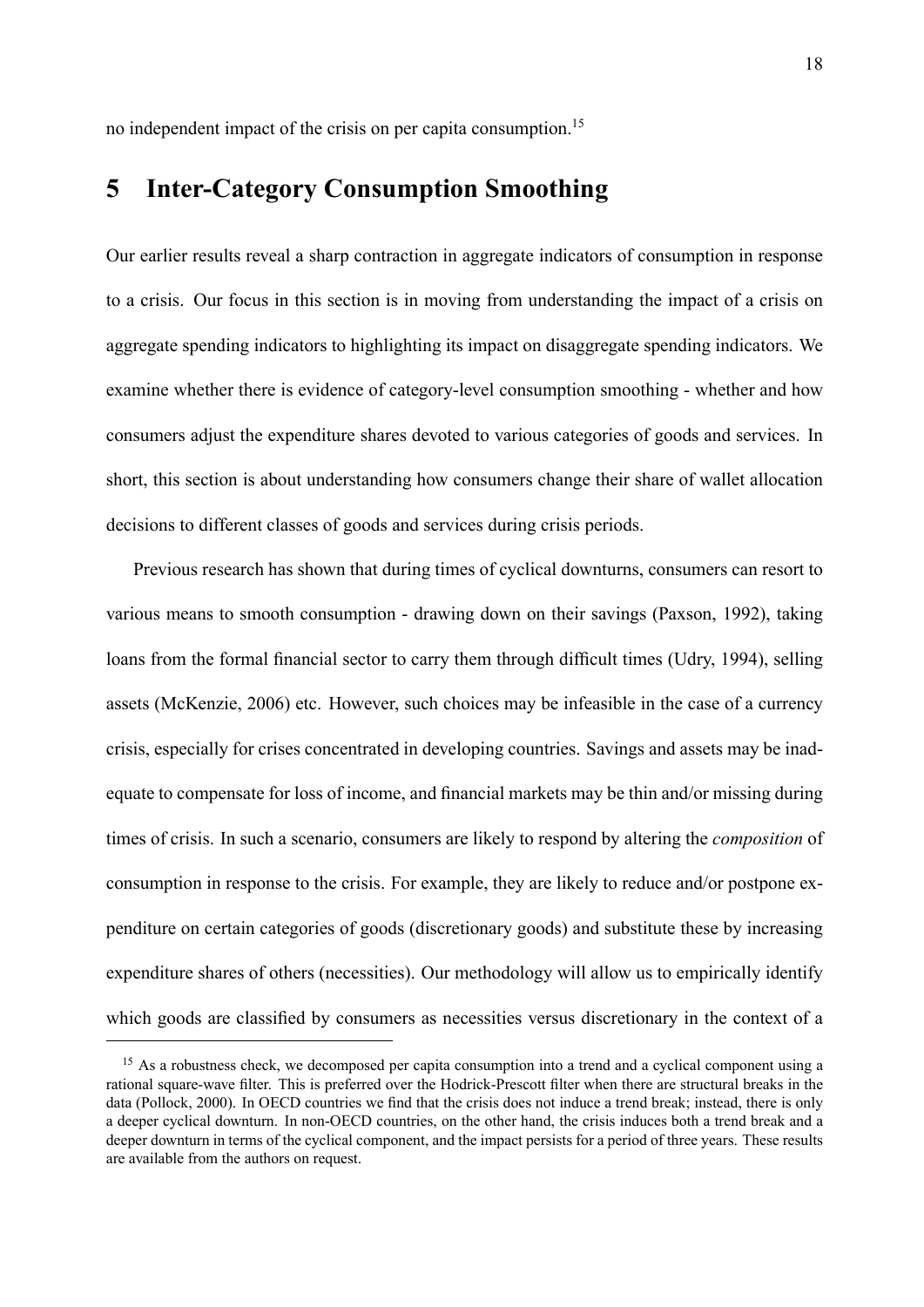no independent impact of the crisis on per capita consumption.[15]

## 5 Inter-Category Consumption Smoothing

Our earlier results reveal a sharp contraction in aggregate indicators of consumption in response to a crisis. Our focus in this section is in moving from understanding the impact of a crisis on aggregate spending indicators to highlighting its impact on disaggregate spending indicators. We examine whether there is evidence of category-level consumption smoothing - whether and how consumers adjust the expenditure shares devoted to various categories of goods and services. In short, this section is about understanding how consumers change their share of wallet allocation decisions to different classes of goods and services during crisis periods.

Previous research has shown that during times of cyclical downturns, consumers can resort to various means to smooth consumption - drawing down on their savings (Paxson, 1992), taking loans from the formal financial sector to carry them through difficult times (Udry, 1994), selling assets (McKenzie, 2006) etc. However, such choices may be infeasible in the case of a currency crisis, especially for crises concentrated in developing countries. Savings and assets may be inadequate to compensate for loss of income, and financial markets may be thin and/or missing during times of crisis. In such a scenario, consumers are likely to respond by altering the *composition* of consumption in response to the crisis. For example, they are likely to reduce and/or postpone expenditure on certain categories of goods (discretionary goods) and substitute these by increasing expenditure shares of others (necessities). Our methodology will allow us to empirically identify which goods are classified by consumers as necessities versus discretionary in the context of a

[15] As a robustness check, we decomposed per capita consumption into a trend and a cyclical component using a rational square-wave filter. This is preferred over the Hodrick-Prescott filter when there are structural breaks in the data (Pollock, 2000). In OECD countries we find that the crisis does not induce a trend break; instead, there is only a deeper cyclical downturn. In non-OECD countries, on the other hand, the crisis induces both a trend break and a deeper downturn in terms of the cyclical component, and the impact persists for a period of three years. These results are available from the authors on request.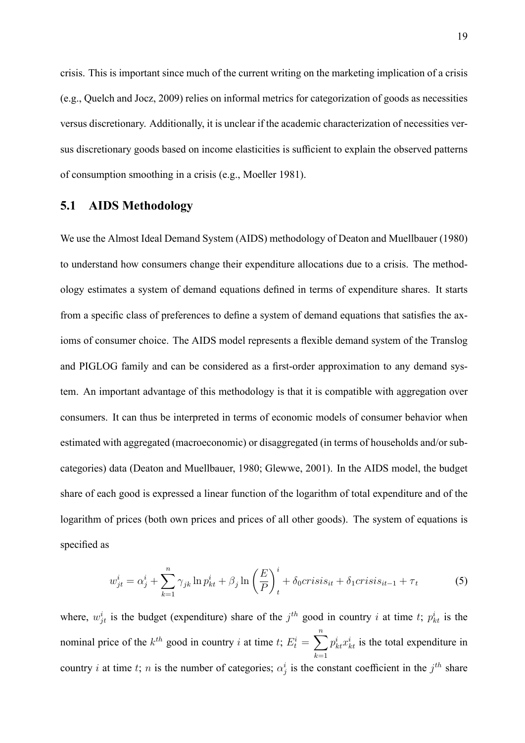crisis. This is important since much of the current writing on the marketing implication of a crisis (e.g., Quelch and Jocz, 2009) relies on informal metrics for categorization of goods as necessities versus discretionary. Additionally, it is unclear if the academic characterization of necessities versus discretionary goods based on income elasticities is sufficient to explain the observed patterns of consumption smoothing in a crisis (e.g., Moeller 1981).

## 5.1 AIDS Methodology

We use the Almost Ideal Demand System (AIDS) methodology of Deaton and Muellbauer (1980) to understand how consumers change their expenditure allocations due to a crisis. The methodology estimates a system of demand equations defined in terms of expenditure shares. It starts from a specific class of preferences to define a system of demand equations that satisfies the axioms of consumer choice. The AIDS model represents a flexible demand system of the Translog and PIGLOG family and can be considered as a first-order approximation to any demand system. An important advantage of this methodology is that it is compatible with aggregation over consumers. It can thus be interpreted in terms of economic models of consumer behavior when estimated with aggregated (macroeconomic) or disaggregated (in terms of households and/or subcategories) data (Deaton and Muellbauer, 1980; Glewwe, 2001). In the AIDS model, the budget share of each good is expressed a linear function of the logarithm of total expenditure and of the logarithm of prices (both own prices and prices of all other goods). The system of equations is specified as

$$w_{jt}^{i} = \alpha_{j}^{i} + \sum_{k=1}^{n} \gamma_{jk} \ln p_{kt}^{i} + \beta_{j} \ln \left( \frac{E}{P} \right)_{t}^{i} + \delta_{0} crisis_{it} + \delta_{1} crisis_{it-1} + \tau_{t} \tag{5}$$

where, $w_{jt}^{i}$ is the budget (expenditure) share of the $j^{th}$ good in country $i$ at time $t$; $p_{kt}^{i}$ is the nominal price of the $k^{th}$ good in country $i$ at time $t$; $E_{t}^{i} = \sum_{k=1}^{n} p_{kt}^{i} x_{kt}^{i}$ is the total expenditure in country $i$ at time $t$; $n$ is the number of categories; $\alpha_{j}^{i}$ is the constant coefficient in the $j^{th}$ share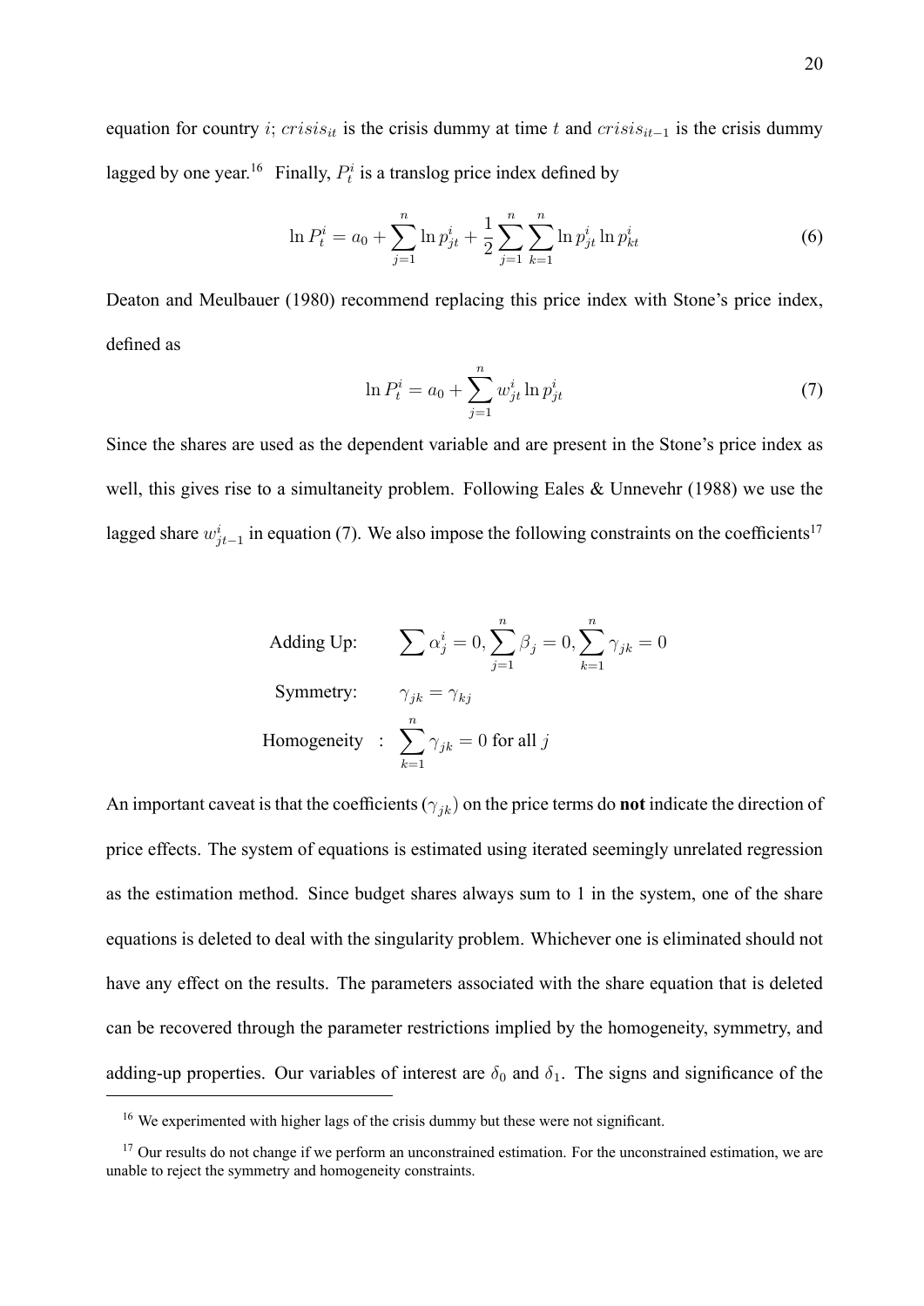equation for country $i$; $crisis_{it}$ is the crisis dummy at time $t$ and $crisis_{it-1}$ is the crisis dummy lagged by one year.[16] Finally, $P_t^i$ is a translog price index defined by

$$\ln P_t^i = a_0 + \sum_{j=1}^{n} \ln p_{jt}^i + \frac{1}{2} \sum_{j=1}^{n} \sum_{k=1}^{n} \ln p_{jt}^i \ln p_{kt}^i \tag{6}$$

Deaton and Meulbauer (1980) recommend replacing this price index with Stone's price index, defined as

$$\ln P_t^i = a_0 + \sum_{j=1}^{n} w_{jt}^i \ln p_{jt}^i \tag{7}$$

Since the shares are used as the dependent variable and are present in the Stone's price index as well, this gives rise to a simultaneity problem. Following Eales & Unnevehr (1988) we use the lagged share $w_{jt-1}^i$ in equation (7). We also impose the following constraints on the coefficients[17]

$$\begin{aligned}
&\text{Adding Up:} \qquad \sum \alpha_j^i = 0, \sum_{j=1}^{n} \beta_j = 0, \sum_{k=1}^{n} \gamma_{jk} = 0 \\
&\text{Symmetry:} \qquad \gamma_{jk} = \gamma_{kj} \\
&\text{Homogeneity} \;\; : \;\; \sum_{k=1}^{n} \gamma_{jk} = 0 \text{ for all } j
\end{aligned}$$

An important caveat is that the coefficients ($\gamma_{jk}$) on the price terms do **not** indicate the direction of price effects. The system of equations is estimated using iterated seemingly unrelated regression as the estimation method. Since budget shares always sum to 1 in the system, one of the share equations is deleted to deal with the singularity problem. Whichever one is eliminated should not have any effect on the results. The parameters associated with the share equation that is deleted can be recovered through the parameter restrictions implied by the homogeneity, symmetry, and adding-up properties. Our variables of interest are $\delta_0$ and $\delta_1$. The signs and significance of the

[16] We experimented with higher lags of the crisis dummy but these were not significant.

[17] Our results do not change if we perform an unconstrained estimation. For the unconstrained estimation, we are unable to reject the symmetry and homogeneity constraints.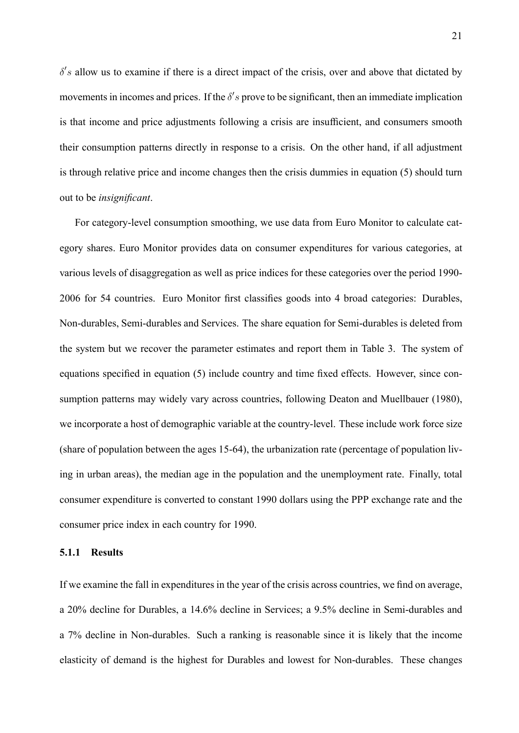$\delta' s$ allow us to examine if there is a direct impact of the crisis, over and above that dictated by movements in incomes and prices. If the $\delta' s$ prove to be significant, then an immediate implication is that income and price adjustments following a crisis are insufficient, and consumers smooth their consumption patterns directly in response to a crisis. On the other hand, if all adjustment is through relative price and income changes then the crisis dummies in equation (5) should turn out to be *insignificant*.

For category-level consumption smoothing, we use data from Euro Monitor to calculate category shares. Euro Monitor provides data on consumer expenditures for various categories, at various levels of disaggregation as well as price indices for these categories over the period 1990-2006 for 54 countries. Euro Monitor first classifies goods into 4 broad categories: Durables, Non-durables, Semi-durables and Services. The share equation for Semi-durables is deleted from the system but we recover the parameter estimates and report them in Table 3. The system of equations specified in equation (5) include country and time fixed effects. However, since consumption patterns may widely vary across countries, following Deaton and Muellbauer (1980), we incorporate a host of demographic variable at the country-level. These include work force size (share of population between the ages 15-64), the urbanization rate (percentage of population living in urban areas), the median age in the population and the unemployment rate. Finally, total consumer expenditure is converted to constant 1990 dollars using the PPP exchange rate and the consumer price index in each country for 1990.

### 5.1.1 Results

If we examine the fall in expenditures in the year of the crisis across countries, we find on average, a 20% decline for Durables, a 14.6% decline in Services; a 9.5% decline in Semi-durables and a 7% decline in Non-durables. Such a ranking is reasonable since it is likely that the income elasticity of demand is the highest for Durables and lowest for Non-durables. These changes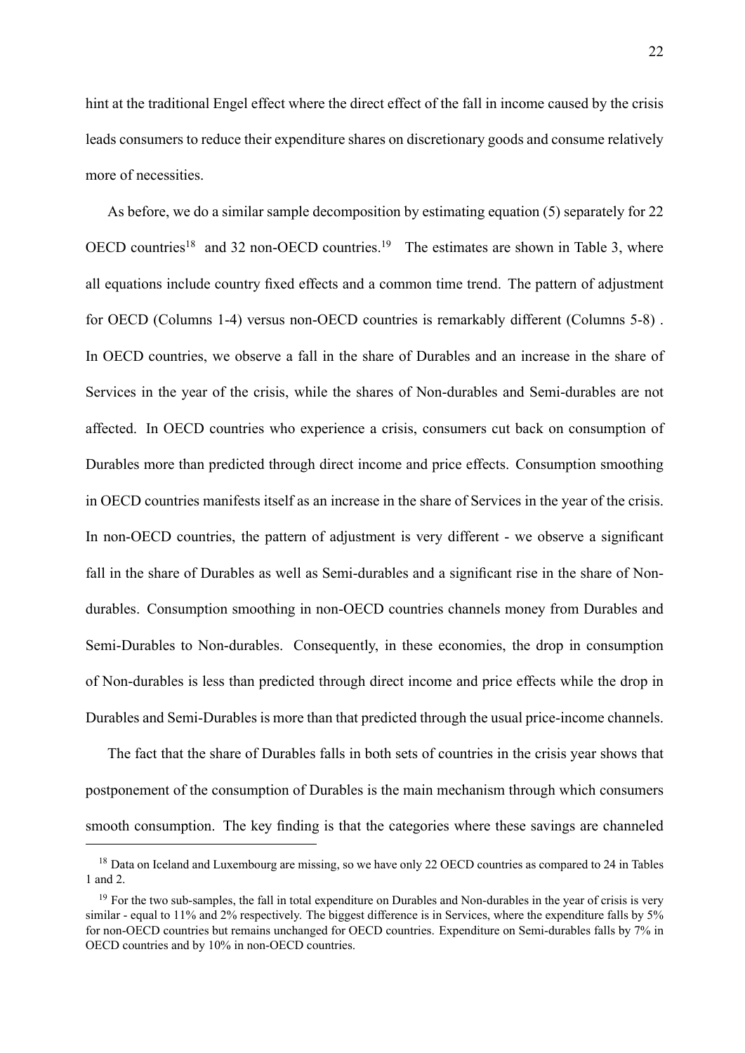hint at the traditional Engel effect where the direct effect of the fall in income caused by the crisis leads consumers to reduce their expenditure shares on discretionary goods and consume relatively more of necessities.

As before, we do a similar sample decomposition by estimating equation (5) separately for 22 OECD countries[18] and 32 non-OECD countries.[19] The estimates are shown in Table 3, where all equations include country fixed effects and a common time trend. The pattern of adjustment for OECD (Columns 1-4) versus non-OECD countries is remarkably different (Columns 5-8) . In OECD countries, we observe a fall in the share of Durables and an increase in the share of Services in the year of the crisis, while the shares of Non-durables and Semi-durables are not affected. In OECD countries who experience a crisis, consumers cut back on consumption of Durables more than predicted through direct income and price effects. Consumption smoothing in OECD countries manifests itself as an increase in the share of Services in the year of the crisis. In non-OECD countries, the pattern of adjustment is very different - we observe a significant fall in the share of Durables as well as Semi-durables and a significant rise in the share of Non-durables. Consumption smoothing in non-OECD countries channels money from Durables and Semi-Durables to Non-durables. Consequently, in these economies, the drop in consumption of Non-durables is less than predicted through direct income and price effects while the drop in Durables and Semi-Durables is more than that predicted through the usual price-income channels.

The fact that the share of Durables falls in both sets of countries in the crisis year shows that postponement of the consumption of Durables is the main mechanism through which consumers smooth consumption. The key finding is that the categories where these savings are channeled

[18] Data on Iceland and Luxembourg are missing, so we have only 22 OECD countries as compared to 24 in Tables 1 and 2.

[19] For the two sub-samples, the fall in total expenditure on Durables and Non-durables in the year of crisis is very similar - equal to 11% and 2% respectively. The biggest difference is in Services, where the expenditure falls by 5% for non-OECD countries but remains unchanged for OECD countries. Expenditure on Semi-durables falls by 7% in OECD countries and by 10% in non-OECD countries.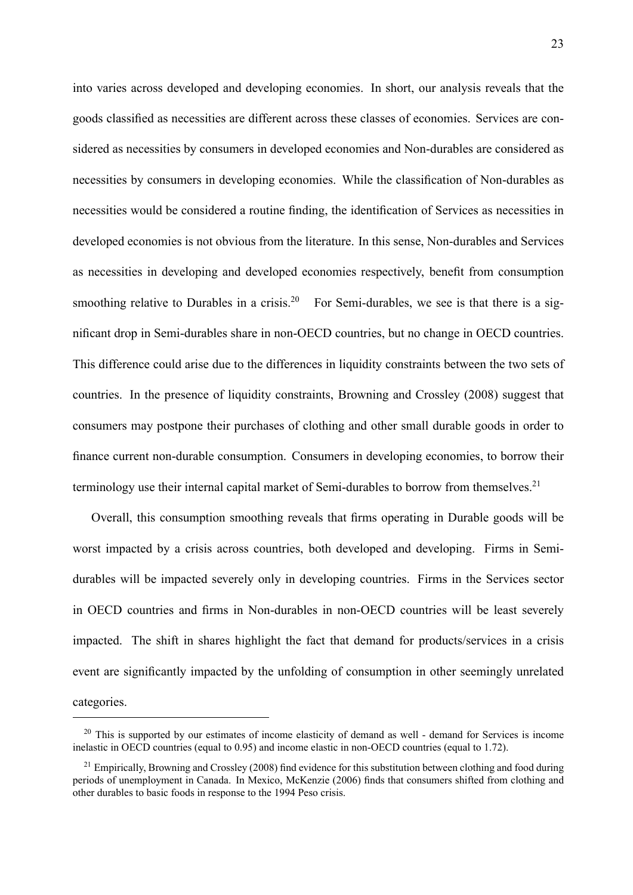into varies across developed and developing economies. In short, our analysis reveals that the goods classified as necessities are different across these classes of economies. Services are considered as necessities by consumers in developed economies and Non-durables are considered as necessities by consumers in developing economies. While the classification of Non-durables as necessities would be considered a routine finding, the identification of Services as necessities in developed economies is not obvious from the literature. In this sense, Non-durables and Services as necessities in developing and developed economies respectively, benefit from consumption smoothing relative to Durables in a crisis.[20] For Semi-durables, we see is that there is a significant drop in Semi-durables share in non-OECD countries, but no change in OECD countries. This difference could arise due to the differences in liquidity constraints between the two sets of countries. In the presence of liquidity constraints, Browning and Crossley (2008) suggest that consumers may postpone their purchases of clothing and other small durable goods in order to finance current non-durable consumption. Consumers in developing economies, to borrow their terminology use their internal capital market of Semi-durables to borrow from themselves.[21]

Overall, this consumption smoothing reveals that firms operating in Durable goods will be worst impacted by a crisis across countries, both developed and developing. Firms in Semi-durables will be impacted severely only in developing countries. Firms in the Services sector in OECD countries and firms in Non-durables in non-OECD countries will be least severely impacted. The shift in shares highlight the fact that demand for products/services in a crisis event are significantly impacted by the unfolding of consumption in other seemingly unrelated categories.

---

[20] This is supported by our estimates of income elasticity of demand as well - demand for Services is income inelastic in OECD countries (equal to 0.95) and income elastic in non-OECD countries (equal to 1.72).

[21] Empirically, Browning and Crossley (2008) find evidence for this substitution between clothing and food during periods of unemployment in Canada. In Mexico, McKenzie (2006) finds that consumers shifted from clothing and other durables to basic foods in response to the 1994 Peso crisis.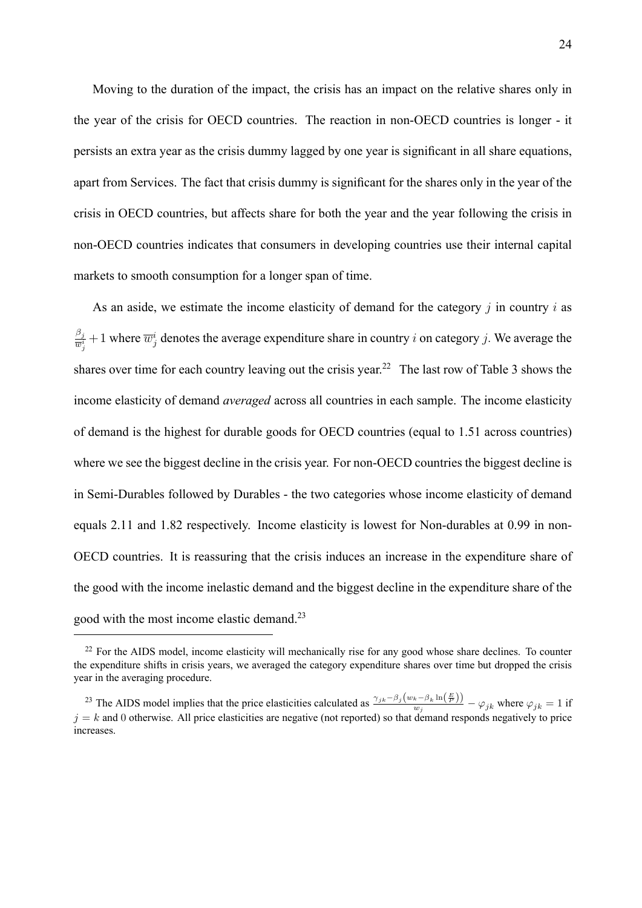Moving to the duration of the impact, the crisis has an impact on the relative shares only in the year of the crisis for OECD countries. The reaction in non-OECD countries is longer - it persists an extra year as the crisis dummy lagged by one year is significant in all share equations, apart from Services. The fact that crisis dummy is significant for the shares only in the year of the crisis in OECD countries, but affects share for both the year and the year following the crisis in non-OECD countries indicates that consumers in developing countries use their internal capital markets to smooth consumption for a longer span of time.

As an aside, we estimate the income elasticity of demand for the category $j$ in country $i$ as $\frac{\beta_j}{\overline{w}_j^i} + 1$ where $\overline{w}_j^i$ denotes the average expenditure share in country $i$ on category $j$. We average the shares over time for each country leaving out the crisis year.[22] The last row of Table 3 shows the income elasticity of demand *averaged* across all countries in each sample. The income elasticity of demand is the highest for durable goods for OECD countries (equal to 1.51 across countries) where we see the biggest decline in the crisis year. For non-OECD countries the biggest decline is in Semi-Durables followed by Durables - the two categories whose income elasticity of demand equals 2.11 and 1.82 respectively. Income elasticity is lowest for Non-durables at 0.99 in non-OECD countries. It is reassuring that the crisis induces an increase in the expenditure share of the good with the income inelastic demand and the biggest decline in the expenditure share of the good with the most income elastic demand.[23]

---

[22] For the AIDS model, income elasticity will mechanically rise for any good whose share declines. To counter the expenditure shifts in crisis years, we averaged the category expenditure shares over time but dropped the crisis year in the averaging procedure.

[23] The AIDS model implies that the price elasticities calculated as $\frac{\gamma_{jk} - \beta_j\left(w_k - \beta_k \ln\left(\frac{E}{P}\right)\right)}{w_j} - \varphi_{jk}$ where $\varphi_{jk} = 1$ if $j = k$ and 0 otherwise. All price elasticities are negative (not reported) so that demand responds negatively to price increases.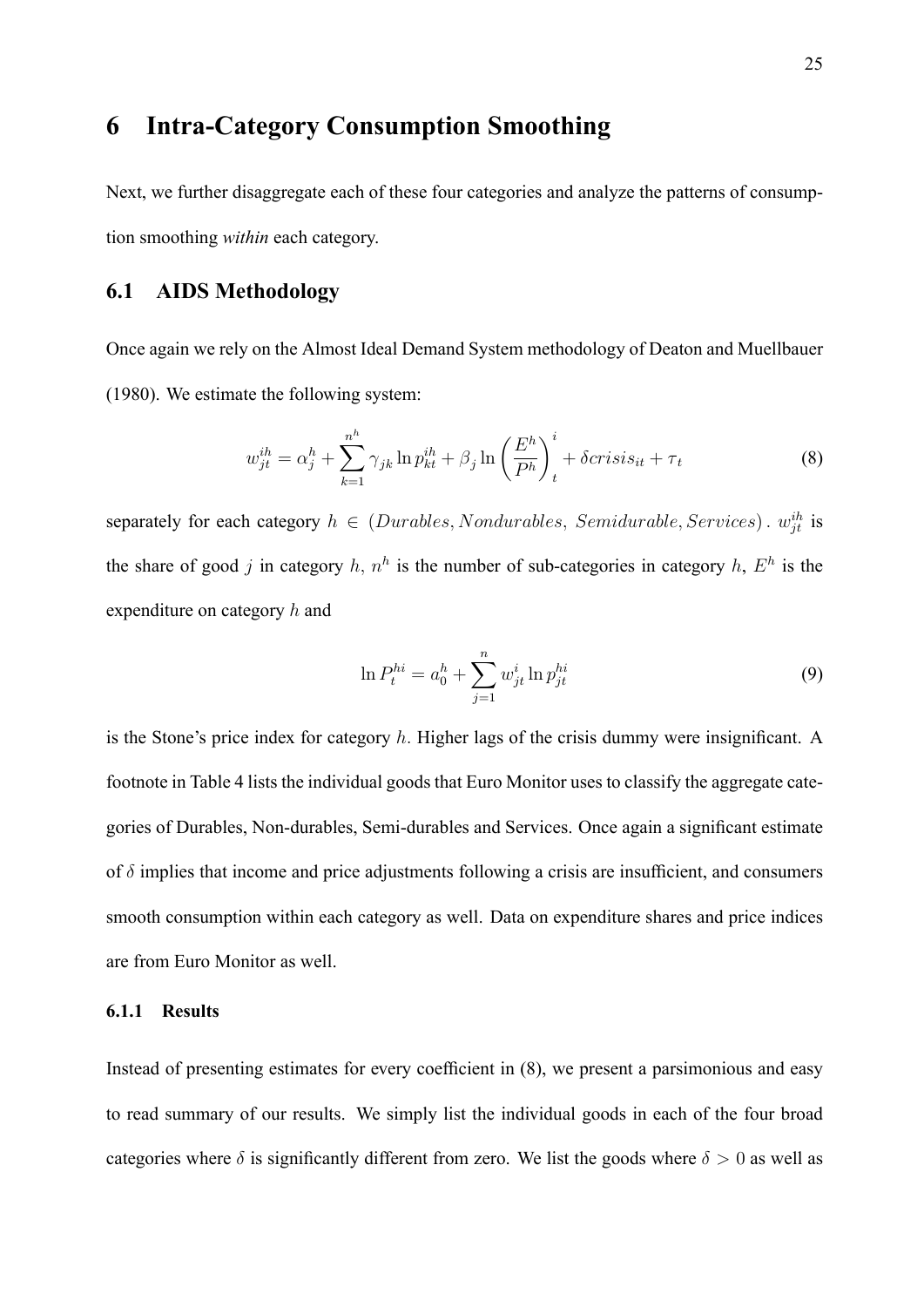# 6 Intra-Category Consumption Smoothing

Next, we further disaggregate each of these four categories and analyze the patterns of consumption smoothing *within* each category.

## 6.1 AIDS Methodology

Once again we rely on the Almost Ideal Demand System methodology of Deaton and Muellbauer (1980). We estimate the following system:

$$w_{jt}^{ih} = \alpha_j^h + \sum_{k=1}^{n^h} \gamma_{jk} \ln p_{kt}^{ih} + \beta_j \ln \left( \frac{E^h}{P^h} \right)_t^i + \delta crisis_{it} + \tau_t \tag{8}$$

separately for each category $h \in (Durables, Nondurables,\ Semidurable, Services)$. $w_{jt}^{ih}$ is the share of good $j$ in category $h$, $n^h$ is the number of sub-categories in category $h$, $E^h$ is the expenditure on category $h$ and

$$\ln P_t^{hi} = a_0^h + \sum_{j=1}^{n} w_{jt}^i \ln p_{jt}^{hi} \tag{9}$$

is the Stone's price index for category $h$. Higher lags of the crisis dummy were insignificant. A footnote in Table 4 lists the individual goods that Euro Monitor uses to classify the aggregate categories of Durables, Non-durables, Semi-durables and Services. Once again a significant estimate of $\delta$ implies that income and price adjustments following a crisis are insufficient, and consumers smooth consumption within each category as well. Data on expenditure shares and price indices are from Euro Monitor as well.

### 6.1.1 Results

Instead of presenting estimates for every coefficient in (8), we present a parsimonious and easy to read summary of our results. We simply list the individual goods in each of the four broad categories where $\delta$ is significantly different from zero. We list the goods where $\delta > 0$ as well as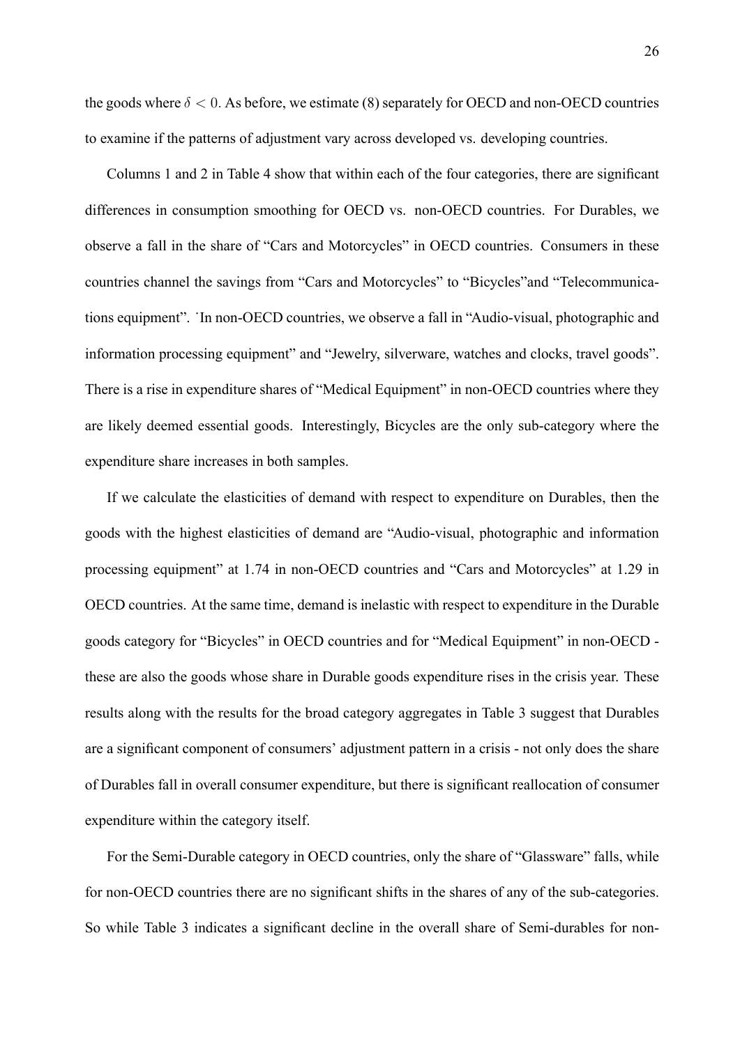the goods where $\delta < 0$. As before, we estimate (8) separately for OECD and non-OECD countries to examine if the patterns of adjustment vary across developed vs. developing countries.

Columns 1 and 2 in Table 4 show that within each of the four categories, there are significant differences in consumption smoothing for OECD vs. non-OECD countries. For Durables, we observe a fall in the share of "Cars and Motorcycles" in OECD countries. Consumers in these countries channel the savings from "Cars and Motorcycles" to "Bicycles"and "Telecommunications equipment". ˙In non-OECD countries, we observe a fall in "Audio-visual, photographic and information processing equipment" and "Jewelry, silverware, watches and clocks, travel goods". There is a rise in expenditure shares of "Medical Equipment" in non-OECD countries where they are likely deemed essential goods. Interestingly, Bicycles are the only sub-category where the expenditure share increases in both samples.

If we calculate the elasticities of demand with respect to expenditure on Durables, then the goods with the highest elasticities of demand are "Audio-visual, photographic and information processing equipment" at 1.74 in non-OECD countries and "Cars and Motorcycles" at 1.29 in OECD countries. At the same time, demand is inelastic with respect to expenditure in the Durable goods category for "Bicycles" in OECD countries and for "Medical Equipment" in non-OECD - these are also the goods whose share in Durable goods expenditure rises in the crisis year. These results along with the results for the broad category aggregates in Table 3 suggest that Durables are a significant component of consumers' adjustment pattern in a crisis - not only does the share of Durables fall in overall consumer expenditure, but there is significant reallocation of consumer expenditure within the category itself.

For the Semi-Durable category in OECD countries, only the share of "Glassware" falls, while for non-OECD countries there are no significant shifts in the shares of any of the sub-categories. So while Table 3 indicates a significant decline in the overall share of Semi-durables for non-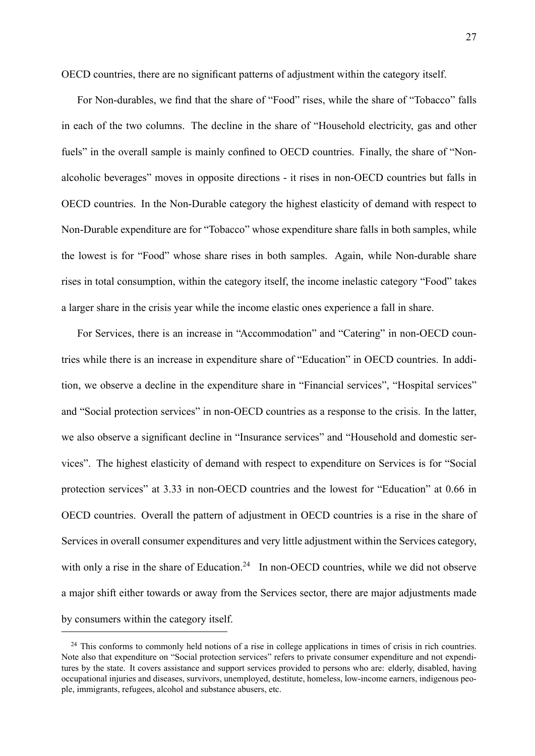OECD countries, there are no significant patterns of adjustment within the category itself.

For Non-durables, we find that the share of "Food" rises, while the share of "Tobacco" falls in each of the two columns. The decline in the share of "Household electricity, gas and other fuels" in the overall sample is mainly confined to OECD countries. Finally, the share of "Non-alcoholic beverages" moves in opposite directions - it rises in non-OECD countries but falls in OECD countries. In the Non-Durable category the highest elasticity of demand with respect to Non-Durable expenditure are for "Tobacco" whose expenditure share falls in both samples, while the lowest is for "Food" whose share rises in both samples. Again, while Non-durable share rises in total consumption, within the category itself, the income inelastic category "Food" takes a larger share in the crisis year while the income elastic ones experience a fall in share.

For Services, there is an increase in "Accommodation" and "Catering" in non-OECD countries while there is an increase in expenditure share of "Education" in OECD countries. In addition, we observe a decline in the expenditure share in "Financial services", "Hospital services" and "Social protection services" in non-OECD countries as a response to the crisis. In the latter, we also observe a significant decline in "Insurance services" and "Household and domestic services". The highest elasticity of demand with respect to expenditure on Services is for "Social protection services" at 3.33 in non-OECD countries and the lowest for "Education" at 0.66 in OECD countries. Overall the pattern of adjustment in OECD countries is a rise in the share of Services in overall consumer expenditures and very little adjustment within the Services category, with only a rise in the share of Education.[24] In non-OECD countries, while we did not observe a major shift either towards or away from the Services sector, there are major adjustments made by consumers within the category itself.

[24] This conforms to commonly held notions of a rise in college applications in times of crisis in rich countries. Note also that expenditure on "Social protection services" refers to private consumer expenditure and not expenditures by the state. It covers assistance and support services provided to persons who are: elderly, disabled, having occupational injuries and diseases, survivors, unemployed, destitute, homeless, low-income earners, indigenous people, immigrants, refugees, alcohol and substance abusers, etc.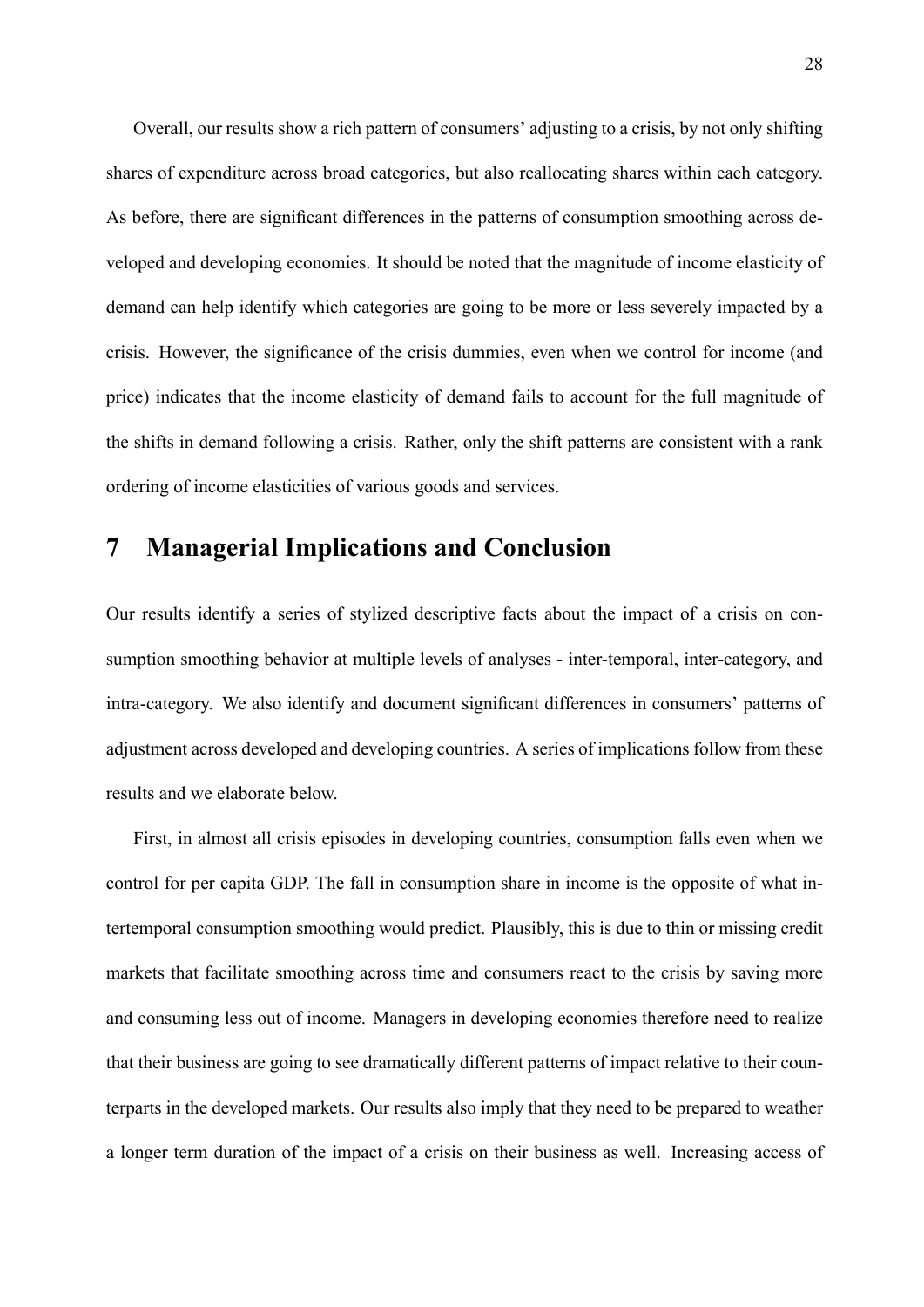Overall, our results show a rich pattern of consumers' adjusting to a crisis, by not only shifting shares of expenditure across broad categories, but also reallocating shares within each category. As before, there are significant differences in the patterns of consumption smoothing across developed and developing economies. It should be noted that the magnitude of income elasticity of demand can help identify which categories are going to be more or less severely impacted by a crisis. However, the significance of the crisis dummies, even when we control for income (and price) indicates that the income elasticity of demand fails to account for the full magnitude of the shifts in demand following a crisis. Rather, only the shift patterns are consistent with a rank ordering of income elasticities of various goods and services.

## 7 Managerial Implications and Conclusion

Our results identify a series of stylized descriptive facts about the impact of a crisis on consumption smoothing behavior at multiple levels of analyses - inter-temporal, inter-category, and intra-category. We also identify and document significant differences in consumers' patterns of adjustment across developed and developing countries. A series of implications follow from these results and we elaborate below.

First, in almost all crisis episodes in developing countries, consumption falls even when we control for per capita GDP. The fall in consumption share in income is the opposite of what intertemporal consumption smoothing would predict. Plausibly, this is due to thin or missing credit markets that facilitate smoothing across time and consumers react to the crisis by saving more and consuming less out of income. Managers in developing economies therefore need to realize that their business are going to see dramatically different patterns of impact relative to their counterparts in the developed markets. Our results also imply that they need to be prepared to weather a longer term duration of the impact of a crisis on their business as well. Increasing access of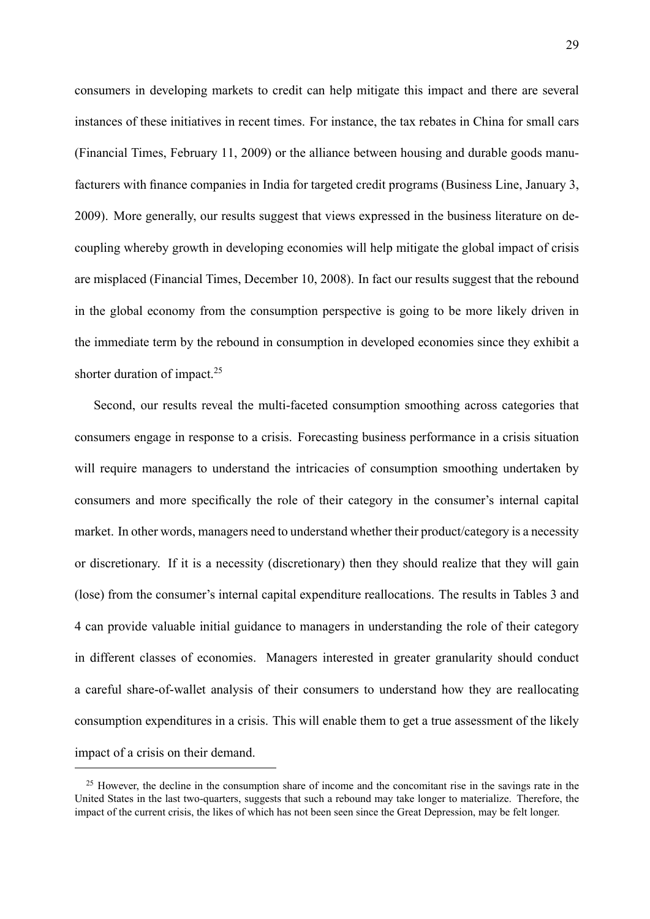consumers in developing markets to credit can help mitigate this impact and there are several instances of these initiatives in recent times. For instance, the tax rebates in China for small cars (Financial Times, February 11, 2009) or the alliance between housing and durable goods manufacturers with finance companies in India for targeted credit programs (Business Line, January 3, 2009). More generally, our results suggest that views expressed in the business literature on decoupling whereby growth in developing economies will help mitigate the global impact of crisis are misplaced (Financial Times, December 10, 2008). In fact our results suggest that the rebound in the global economy from the consumption perspective is going to be more likely driven in the immediate term by the rebound in consumption in developed economies since they exhibit a shorter duration of impact.[25]

Second, our results reveal the multi-faceted consumption smoothing across categories that consumers engage in response to a crisis. Forecasting business performance in a crisis situation will require managers to understand the intricacies of consumption smoothing undertaken by consumers and more specifically the role of their category in the consumer's internal capital market. In other words, managers need to understand whether their product/category is a necessity or discretionary. If it is a necessity (discretionary) then they should realize that they will gain (lose) from the consumer's internal capital expenditure reallocations. The results in Tables 3 and 4 can provide valuable initial guidance to managers in understanding the role of their category in different classes of economies. Managers interested in greater granularity should conduct a careful share-of-wallet analysis of their consumers to understand how they are reallocating consumption expenditures in a crisis. This will enable them to get a true assessment of the likely impact of a crisis on their demand.

[25] However, the decline in the consumption share of income and the concomitant rise in the savings rate in the United States in the last two-quarters, suggests that such a rebound may take longer to materialize. Therefore, the impact of the current crisis, the likes of which has not been seen since the Great Depression, may be felt longer.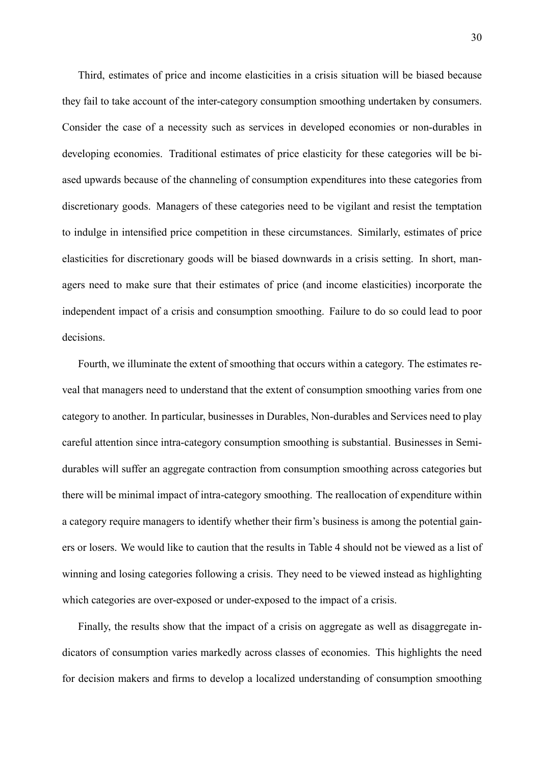Third, estimates of price and income elasticities in a crisis situation will be biased because they fail to take account of the inter-category consumption smoothing undertaken by consumers. Consider the case of a necessity such as services in developed economies or non-durables in developing economies. Traditional estimates of price elasticity for these categories will be biased upwards because of the channeling of consumption expenditures into these categories from discretionary goods. Managers of these categories need to be vigilant and resist the temptation to indulge in intensified price competition in these circumstances. Similarly, estimates of price elasticities for discretionary goods will be biased downwards in a crisis setting. In short, managers need to make sure that their estimates of price (and income elasticities) incorporate the independent impact of a crisis and consumption smoothing. Failure to do so could lead to poor decisions.

Fourth, we illuminate the extent of smoothing that occurs within a category. The estimates reveal that managers need to understand that the extent of consumption smoothing varies from one category to another. In particular, businesses in Durables, Non-durables and Services need to play careful attention since intra-category consumption smoothing is substantial. Businesses in Semi-durables will suffer an aggregate contraction from consumption smoothing across categories but there will be minimal impact of intra-category smoothing. The reallocation of expenditure within a category require managers to identify whether their firm's business is among the potential gainers or losers. We would like to caution that the results in Table 4 should not be viewed as a list of winning and losing categories following a crisis. They need to be viewed instead as highlighting which categories are over-exposed or under-exposed to the impact of a crisis.

Finally, the results show that the impact of a crisis on aggregate as well as disaggregate indicators of consumption varies markedly across classes of economies. This highlights the need for decision makers and firms to develop a localized understanding of consumption smoothing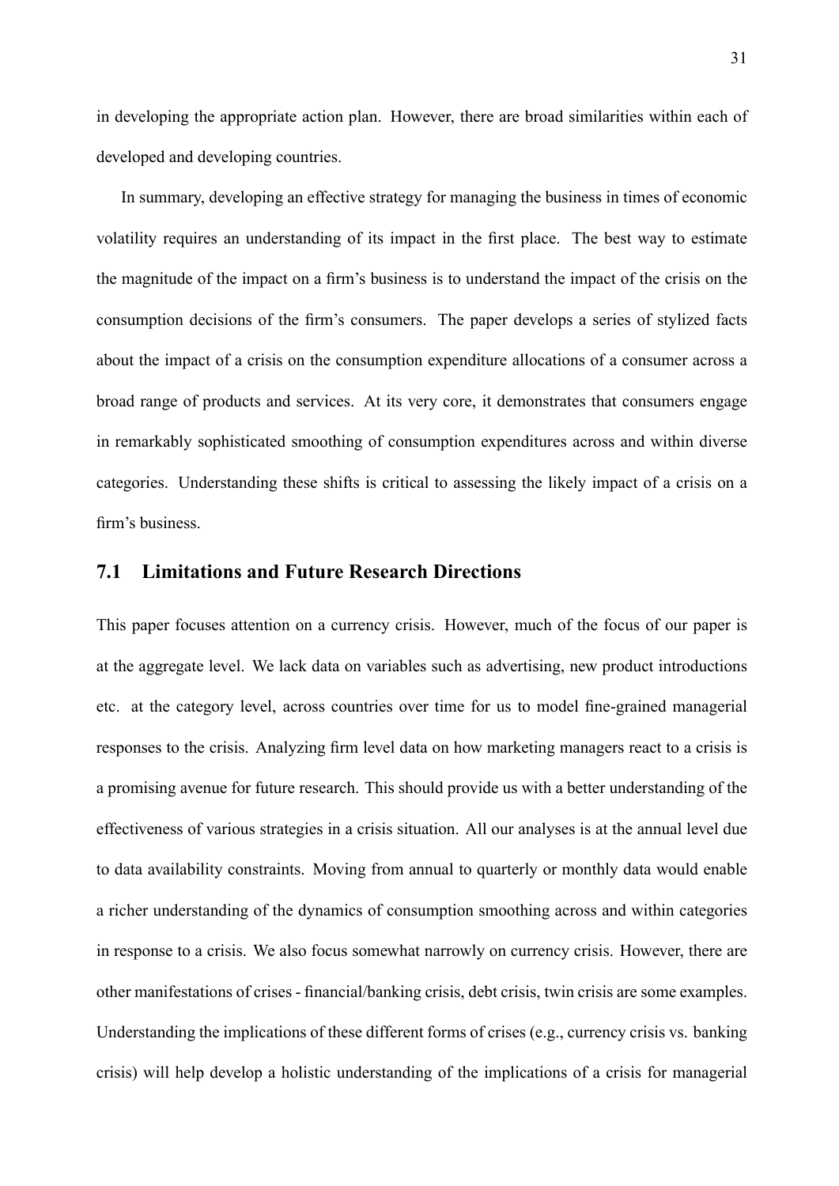in developing the appropriate action plan. However, there are broad similarities within each of developed and developing countries.

In summary, developing an effective strategy for managing the business in times of economic volatility requires an understanding of its impact in the first place. The best way to estimate the magnitude of the impact on a firm's business is to understand the impact of the crisis on the consumption decisions of the firm's consumers. The paper develops a series of stylized facts about the impact of a crisis on the consumption expenditure allocations of a consumer across a broad range of products and services. At its very core, it demonstrates that consumers engage in remarkably sophisticated smoothing of consumption expenditures across and within diverse categories. Understanding these shifts is critical to assessing the likely impact of a crisis on a firm's business.

## 7.1 Limitations and Future Research Directions

This paper focuses attention on a currency crisis. However, much of the focus of our paper is at the aggregate level. We lack data on variables such as advertising, new product introductions etc. at the category level, across countries over time for us to model fine-grained managerial responses to the crisis. Analyzing firm level data on how marketing managers react to a crisis is a promising avenue for future research. This should provide us with a better understanding of the effectiveness of various strategies in a crisis situation. All our analyses is at the annual level due to data availability constraints. Moving from annual to quarterly or monthly data would enable a richer understanding of the dynamics of consumption smoothing across and within categories in response to a crisis. We also focus somewhat narrowly on currency crisis. However, there are other manifestations of crises - financial/banking crisis, debt crisis, twin crisis are some examples. Understanding the implications of these different forms of crises (e.g., currency crisis vs. banking crisis) will help develop a holistic understanding of the implications of a crisis for managerial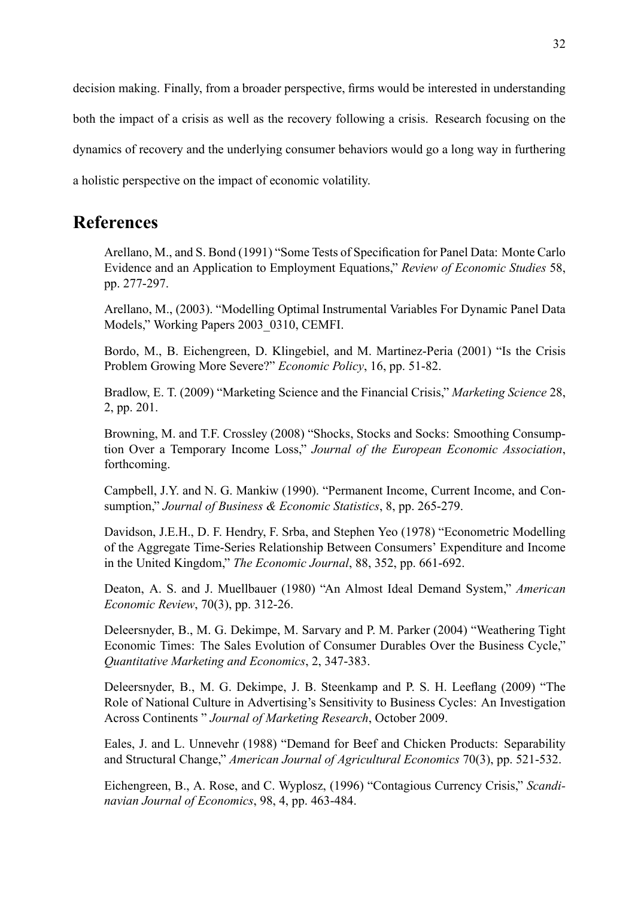decision making. Finally, from a broader perspective, firms would be interested in understanding both the impact of a crisis as well as the recovery following a crisis. Research focusing on the dynamics of recovery and the underlying consumer behaviors would go a long way in furthering a holistic perspective on the impact of economic volatility.

## References

Arellano, M., and S. Bond (1991) "Some Tests of Specification for Panel Data: Monte Carlo Evidence and an Application to Employment Equations," *Review of Economic Studies* 58, pp. 277-297.

Arellano, M., (2003). "Modelling Optimal Instrumental Variables For Dynamic Panel Data Models," Working Papers 2003_0310, CEMFI.

Bordo, M., B. Eichengreen, D. Klingebiel, and M. Martinez-Peria (2001) "Is the Crisis Problem Growing More Severe?" *Economic Policy*, 16, pp. 51-82.

Bradlow, E. T. (2009) "Marketing Science and the Financial Crisis," *Marketing Science* 28, 2, pp. 201.

Browning, M. and T.F. Crossley (2008) "Shocks, Stocks and Socks: Smoothing Consumption Over a Temporary Income Loss," *Journal of the European Economic Association*, forthcoming.

Campbell, J.Y. and N. G. Mankiw (1990). "Permanent Income, Current Income, and Consumption," *Journal of Business & Economic Statistics*, 8, pp. 265-279.

Davidson, J.E.H., D. F. Hendry, F. Srba, and Stephen Yeo (1978) "Econometric Modelling of the Aggregate Time-Series Relationship Between Consumers' Expenditure and Income in the United Kingdom," *The Economic Journal*, 88, 352, pp. 661-692.

Deaton, A. S. and J. Muellbauer (1980) "An Almost Ideal Demand System," *American Economic Review*, 70(3), pp. 312-26.

Deleersnyder, B., M. G. Dekimpe, M. Sarvary and P. M. Parker (2004) "Weathering Tight Economic Times: The Sales Evolution of Consumer Durables Over the Business Cycle," *Quantitative Marketing and Economics*, 2, 347-383.

Deleersnyder, B., M. G. Dekimpe, J. B. Steenkamp and P. S. H. Leeflang (2009) "The Role of National Culture in Advertising's Sensitivity to Business Cycles: An Investigation Across Continents " *Journal of Marketing Research*, October 2009.

Eales, J. and L. Unnevehr (1988) "Demand for Beef and Chicken Products: Separability and Structural Change," *American Journal of Agricultural Economics* 70(3), pp. 521-532.

Eichengreen, B., A. Rose, and C. Wyplosz, (1996) "Contagious Currency Crisis," *Scandinavian Journal of Economics*, 98, 4, pp. 463-484.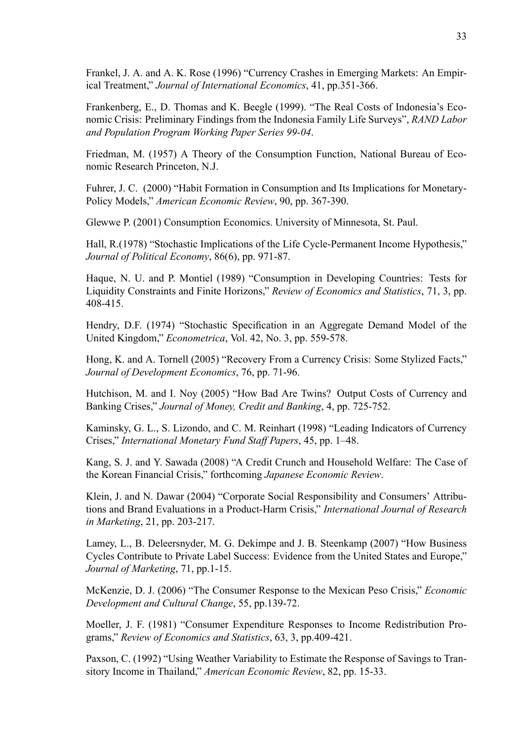Frankel, J. A. and A. K. Rose (1996) "Currency Crashes in Emerging Markets: An Empirical Treatment," *Journal of International Economics*, 41, pp.351-366.

Frankenberg, E., D. Thomas and K. Beegle (1999). "The Real Costs of Indonesia's Economic Crisis: Preliminary Findings from the Indonesia Family Life Surveys", *RAND Labor and Population Program Working Paper Series 99-04*.

Friedman, M. (1957) A Theory of the Consumption Function, National Bureau of Economic Research Princeton, N.J.

Fuhrer, J. C. (2000) "Habit Formation in Consumption and Its Implications for Monetary-Policy Models," *American Economic Review*, 90, pp. 367-390.

Glewwe P. (2001) Consumption Economics. University of Minnesota, St. Paul.

Hall, R.(1978) "Stochastic Implications of the Life Cycle-Permanent Income Hypothesis," *Journal of Political Economy*, 86(6), pp. 971-87.

Haque, N. U. and P. Montiel (1989) "Consumption in Developing Countries: Tests for Liquidity Constraints and Finite Horizons," *Review of Economics and Statistics*, 71, 3, pp. 408-415.

Hendry, D.F. (1974) "Stochastic Specification in an Aggregate Demand Model of the United Kingdom," *Econometrica*, Vol. 42, No. 3, pp. 559-578.

Hong, K. and A. Tornell (2005) "Recovery From a Currency Crisis: Some Stylized Facts," *Journal of Development Economics*, 76, pp. 71-96.

Hutchison, M. and I. Noy (2005) "How Bad Are Twins? Output Costs of Currency and Banking Crises," *Journal of Money, Credit and Banking*, 4, pp. 725-752.

Kaminsky, G. L., S. Lizondo, and C. M. Reinhart (1998) "Leading Indicators of Currency Crises," *International Monetary Fund Staff Papers*, 45, pp. 1–48.

Kang, S. J. and Y. Sawada (2008) "A Credit Crunch and Household Welfare: The Case of the Korean Financial Crisis," forthcoming *Japanese Economic Review*.

Klein, J. and N. Dawar (2004) "Corporate Social Responsibility and Consumers' Attributions and Brand Evaluations in a Product-Harm Crisis," *International Journal of Research in Marketing*, 21, pp. 203-217.

Lamey, L., B. Deleersnyder, M. G. Dekimpe and J. B. Steenkamp (2007) "How Business Cycles Contribute to Private Label Success: Evidence from the United States and Europe," *Journal of Marketing*, 71, pp.1-15.

McKenzie, D. J. (2006) "The Consumer Response to the Mexican Peso Crisis," *Economic Development and Cultural Change*, 55, pp.139-72.

Moeller, J. F. (1981) "Consumer Expenditure Responses to Income Redistribution Programs," *Review of Economics and Statistics*, 63, 3, pp.409-421.

Paxson, C. (1992) "Using Weather Variability to Estimate the Response of Savings to Transitory Income in Thailand," *American Economic Review*, 82, pp. 15-33.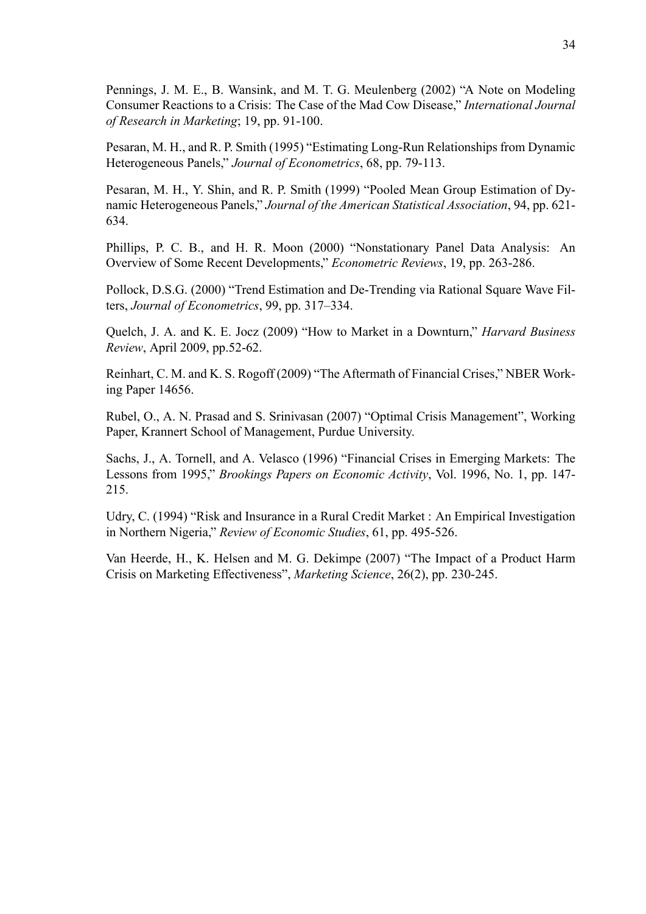Pennings, J. M. E., B. Wansink, and M. T. G. Meulenberg (2002) "A Note on Modeling Consumer Reactions to a Crisis: The Case of the Mad Cow Disease," *International Journal of Research in Marketing*; 19, pp. 91-100.

Pesaran, M. H., and R. P. Smith (1995) "Estimating Long-Run Relationships from Dynamic Heterogeneous Panels," *Journal of Econometrics*, 68, pp. 79-113.

Pesaran, M. H., Y. Shin, and R. P. Smith (1999) "Pooled Mean Group Estimation of Dynamic Heterogeneous Panels," *Journal of the American Statistical Association*, 94, pp. 621-634.

Phillips, P. C. B., and H. R. Moon (2000) "Nonstationary Panel Data Analysis: An Overview of Some Recent Developments," *Econometric Reviews*, 19, pp. 263-286.

Pollock, D.S.G. (2000) "Trend Estimation and De-Trending via Rational Square Wave Filters, *Journal of Econometrics*, 99, pp. 317–334.

Quelch, J. A. and K. E. Jocz (2009) "How to Market in a Downturn," *Harvard Business Review*, April 2009, pp.52-62.

Reinhart, C. M. and K. S. Rogoff (2009) "The Aftermath of Financial Crises," NBER Working Paper 14656.

Rubel, O., A. N. Prasad and S. Srinivasan (2007) "Optimal Crisis Management", Working Paper, Krannert School of Management, Purdue University.

Sachs, J., A. Tornell, and A. Velasco (1996) "Financial Crises in Emerging Markets: The Lessons from 1995," *Brookings Papers on Economic Activity*, Vol. 1996, No. 1, pp. 147-215.

Udry, C. (1994) "Risk and Insurance in a Rural Credit Market : An Empirical Investigation in Northern Nigeria," *Review of Economic Studies*, 61, pp. 495-526.

Van Heerde, H., K. Helsen and M. G. Dekimpe (2007) "The Impact of a Product Harm Crisis on Marketing Effectiveness", *Marketing Science*, 26(2), pp. 230-245.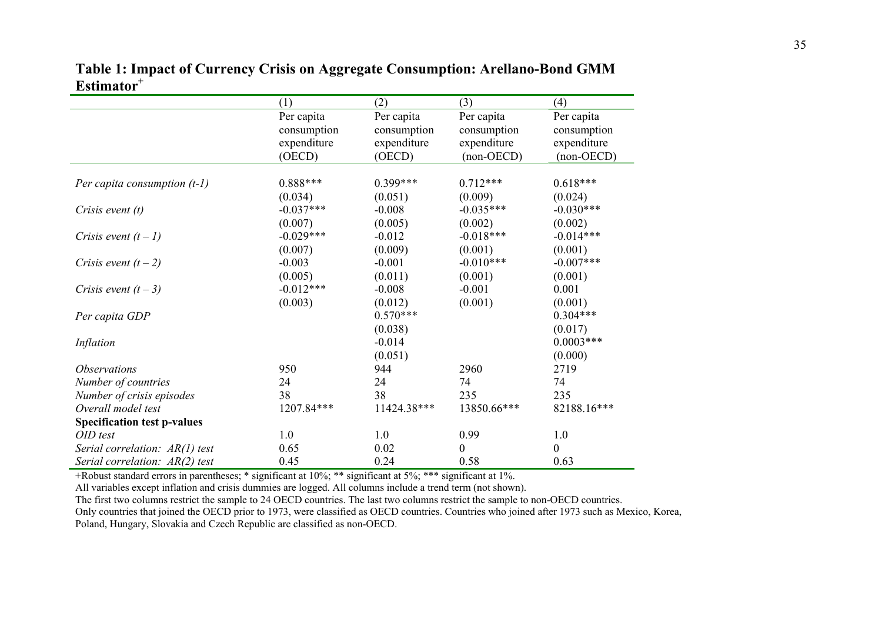**Table 1: Impact of Currency Crisis on Aggregate Consumption: Arellano-Bond GMM Estimator**[+]

| | (1) | (2) | (3) | (4) |
|---|---|---|---|---|
| | Per capita consumption expenditure (OECD) | Per capita consumption expenditure (OECD) | Per capita consumption expenditure (non-OECD) | Per capita consumption expenditure (non-OECD) |
| *Per capita consumption (t-1)* | 0.888*** | 0.399*** | 0.712*** | 0.618*** |
| | (0.034) | (0.051) | (0.009) | (0.024) |
| *Crisis event (t)* | -0.037*** | -0.008 | -0.035*** | -0.030*** |
| | (0.007) | (0.005) | (0.002) | (0.002) |
| *Crisis event (t – 1)* | -0.029*** | -0.012 | -0.018*** | -0.014*** |
| | (0.007) | (0.009) | (0.001) | (0.001) |
| *Crisis event (t – 2)* | -0.003 | -0.001 | -0.010*** | -0.007*** |
| | (0.005) | (0.011) | (0.001) | (0.001) |
| *Crisis event (t – 3)* | -0.012*** | -0.008 | -0.001 | 0.001 |
| | (0.003) | (0.012) | (0.001) | (0.001) |
| *Per capita GDP* | | 0.570*** | | 0.304*** |
| | | (0.038) | | (0.017) |
| *Inflation* | | -0.014 | | 0.0003*** |
| | | (0.051) | | (0.000) |
| *Observations* | 950 | 944 | 2960 | 2719 |
| *Number of countries* | 24 | 24 | 74 | 74 |
| *Number of crisis episodes* | 38 | 38 | 235 | 235 |
| *Overall model test* | 1207.84*** | 11424.38*** | 13850.66*** | 82188.16*** |
| **Specification test p-values** | | | | |
| *OID test* | 1.0 | 1.0 | 0.99 | 1.0 |
| *Serial correlation: AR(1) test* | 0.65 | 0.02 | 0 | 0 |
| *Serial correlation: AR(2) test* | 0.45 | 0.24 | 0.58 | 0.63 |

+Robust standard errors in parentheses; * significant at 10%; ** significant at 5%; *** significant at 1%.

All variables except inflation and crisis dummies are logged. All columns include a trend term (not shown).

The first two columns restrict the sample to 24 OECD countries. The last two columns restrict the sample to non-OECD countries.

Only countries that joined the OECD prior to 1973, were classified as OECD countries. Countries who joined after 1973 such as Mexico, Korea, Poland, Hungary, Slovakia and Czech Republic are classified as non-OECD.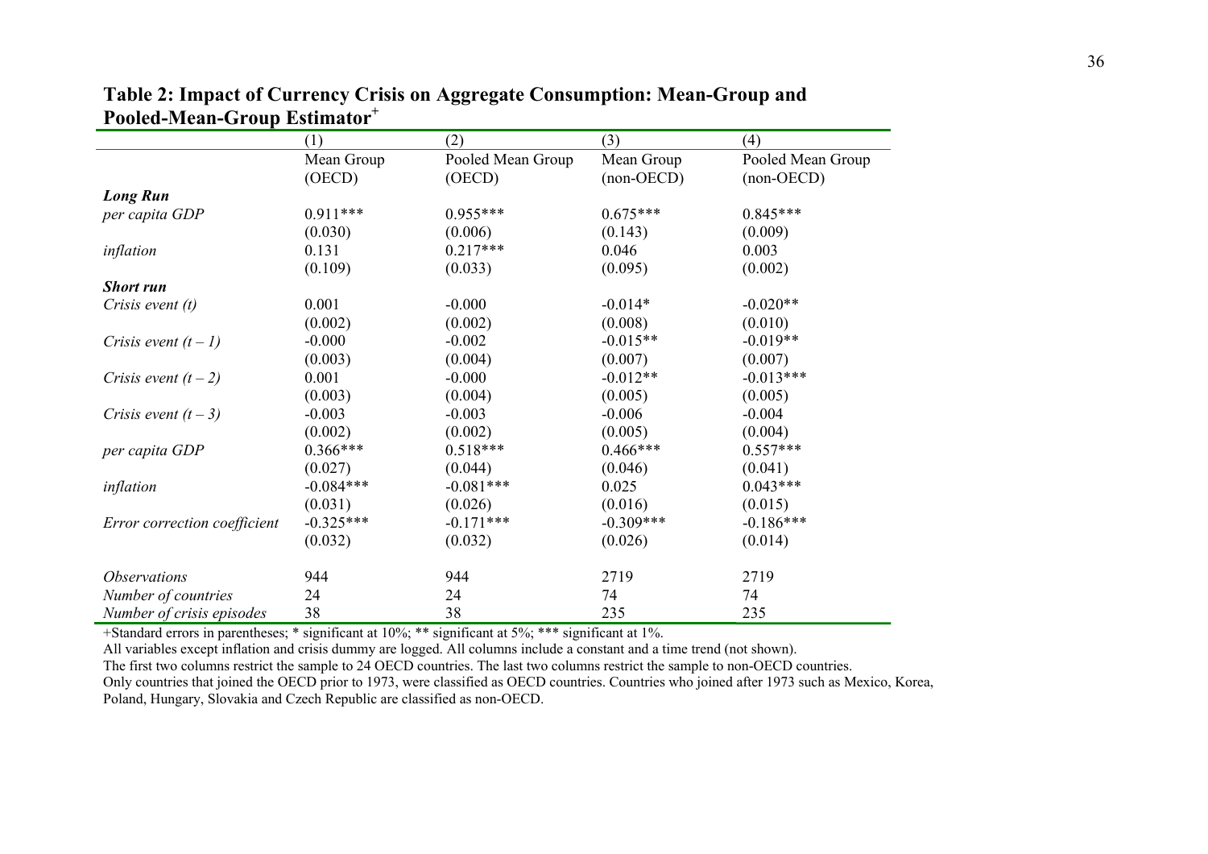**Table 2: Impact of Currency Crisis on Aggregate Consumption: Mean-Group and Pooled-Mean-Group Estimator+**

| | (1) | (2) | (3) | (4) |
|---|---|---|---|---|
| | Mean Group (OECD) | Pooled Mean Group (OECD) | Mean Group (non-OECD) | Pooled Mean Group (non-OECD) |
| ***Long Run*** | | | | |
| *per capita GDP* | 0.911*** | 0.955*** | 0.675*** | 0.845*** |
| | (0.030) | (0.006) | (0.143) | (0.009) |
| *inflation* | 0.131 | 0.217*** | 0.046 | 0.003 |
| | (0.109) | (0.033) | (0.095) | (0.002) |
| ***Short run*** | | | | |
| *Crisis event (t)* | 0.001 | -0.000 | -0.014* | -0.020** |
| | (0.002) | (0.002) | (0.008) | (0.010) |
| *Crisis event (t – 1)* | -0.000 | -0.002 | -0.015** | -0.019** |
| | (0.003) | (0.004) | (0.007) | (0.007) |
| *Crisis event (t – 2)* | 0.001 | -0.000 | -0.012** | -0.013*** |
| | (0.003) | (0.004) | (0.005) | (0.005) |
| *Crisis event (t – 3)* | -0.003 | -0.003 | -0.006 | -0.004 |
| | (0.002) | (0.002) | (0.005) | (0.004) |
| *per capita GDP* | 0.366*** | 0.518*** | 0.466*** | 0.557*** |
| | (0.027) | (0.044) | (0.046) | (0.041) |
| *inflation* | -0.084*** | -0.081*** | 0.025 | 0.043*** |
| | (0.031) | (0.026) | (0.016) | (0.015) |
| *Error correction coefficient* | -0.325*** | -0.171*** | -0.309*** | -0.186*** |
| | (0.032) | (0.032) | (0.026) | (0.014) |
| *Observations* | 944 | 944 | 2719 | 2719 |
| *Number of countries* | 24 | 24 | 74 | 74 |
| *Number of crisis episodes* | 38 | 38 | 235 | 235 |

+Standard errors in parentheses; * significant at 10%; ** significant at 5%; *** significant at 1%.

All variables except inflation and crisis dummy are logged. All columns include a constant and a time trend (not shown).

The first two columns restrict the sample to 24 OECD countries. The last two columns restrict the sample to non-OECD countries.

Only countries that joined the OECD prior to 1973, were classified as OECD countries. Countries who joined after 1973 such as Mexico, Korea, Poland, Hungary, Slovakia and Czech Republic are classified as non-OECD.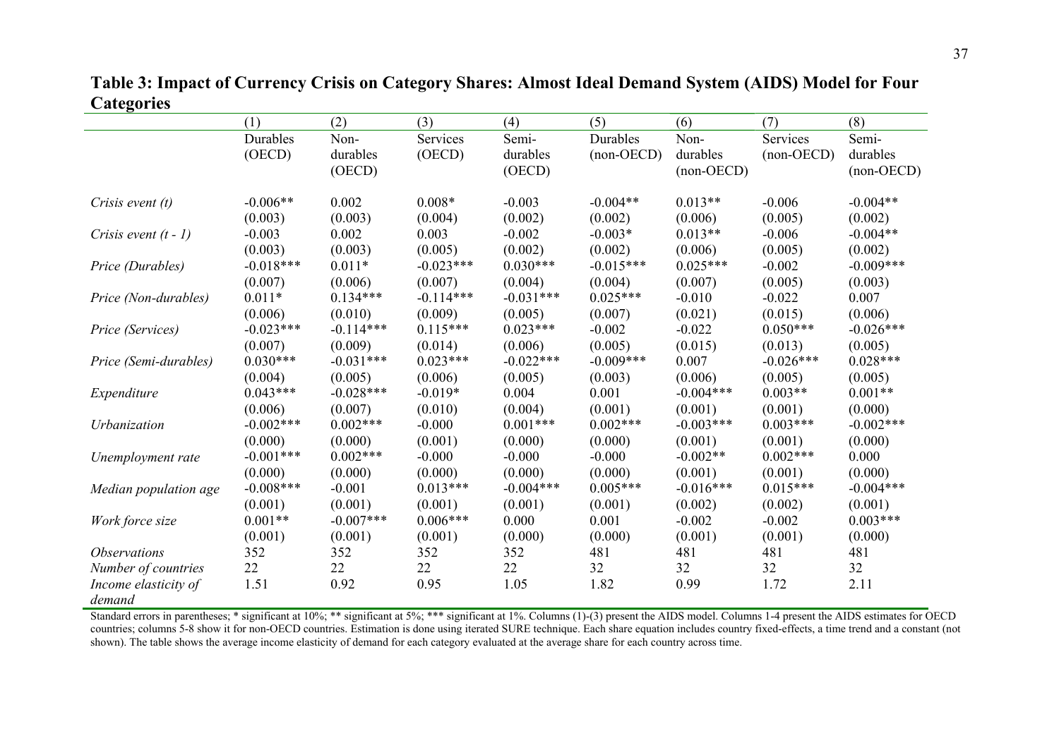**Table 3: Impact of Currency Crisis on Category Shares: Almost Ideal Demand System (AIDS) Model for Four Categories**

| | (1) | (2) | (3) | (4) | (5) | (6) | (7) | (8) |
|---|---|---|---|---|---|---|---|---|
| | Durables (OECD) | Non-durables (OECD) | Services (OECD) | Semi-durables (OECD) | Durables (non-OECD) | Non-durables (non-OECD) | Services (non-OECD) | Semi-durables (non-OECD) |
| *Crisis event (t)* | -0.006** | 0.002 | 0.008* | -0.003 | -0.004** | 0.013** | -0.006 | -0.004** |
| | (0.003) | (0.003) | (0.004) | (0.002) | (0.002) | (0.006) | (0.005) | (0.002) |
| *Crisis event (t - 1)* | -0.003 | 0.002 | 0.003 | -0.002 | -0.003* | 0.013** | -0.006 | -0.004** |
| | (0.003) | (0.003) | (0.005) | (0.002) | (0.002) | (0.006) | (0.005) | (0.002) |
| *Price (Durables)* | -0.018*** | 0.011* | -0.023*** | 0.030*** | -0.015*** | 0.025*** | -0.002 | -0.009*** |
| | (0.007) | (0.006) | (0.007) | (0.004) | (0.004) | (0.007) | (0.005) | (0.003) |
| *Price (Non-durables)* | 0.011* | 0.134*** | -0.114*** | -0.031*** | 0.025*** | -0.010 | -0.022 | 0.007 |
| | (0.006) | (0.010) | (0.009) | (0.005) | (0.007) | (0.021) | (0.015) | (0.006) |
| *Price (Services)* | -0.023*** | -0.114*** | 0.115*** | 0.023*** | -0.002 | -0.022 | 0.050*** | -0.026*** |
| | (0.007) | (0.009) | (0.014) | (0.006) | (0.005) | (0.015) | (0.013) | (0.005) |
| *Price (Semi-durables)* | 0.030*** | -0.031*** | 0.023*** | -0.022*** | -0.009*** | 0.007 | -0.026*** | 0.028*** |
| | (0.004) | (0.005) | (0.006) | (0.005) | (0.003) | (0.006) | (0.005) | (0.005) |
| *Expenditure* | 0.043*** | -0.028*** | -0.019* | 0.004 | 0.001 | -0.004*** | 0.003** | 0.001** |
| | (0.006) | (0.007) | (0.010) | (0.004) | (0.001) | (0.001) | (0.001) | (0.000) |
| *Urbanization* | -0.002*** | 0.002*** | -0.000 | 0.001*** | 0.002*** | -0.003*** | 0.003*** | -0.002*** |
| | (0.000) | (0.000) | (0.001) | (0.000) | (0.000) | (0.001) | (0.001) | (0.000) |
| *Unemployment rate* | -0.001*** | 0.002*** | -0.000 | -0.000 | -0.000 | -0.002** | 0.002*** | 0.000 |
| | (0.000) | (0.000) | (0.000) | (0.000) | (0.000) | (0.001) | (0.001) | (0.000) |
| *Median population age* | -0.008*** | -0.001 | 0.013*** | -0.004*** | 0.005*** | -0.016*** | 0.015*** | -0.004*** |
| | (0.001) | (0.001) | (0.001) | (0.001) | (0.001) | (0.002) | (0.002) | (0.001) |
| *Work force size* | 0.001** | -0.007*** | 0.006*** | 0.000 | 0.001 | -0.002 | -0.002 | 0.003*** |
| | (0.001) | (0.001) | (0.001) | (0.000) | (0.000) | (0.001) | (0.001) | (0.000) |
| *Observations* | 352 | 352 | 352 | 352 | 481 | 481 | 481 | 481 |
| *Number of countries* | 22 | 22 | 22 | 22 | 32 | 32 | 32 | 32 |
| *Income elasticity of demand* | 1.51 | 0.92 | 0.95 | 1.05 | 1.82 | 0.99 | 1.72 | 2.11 |

Standard errors in parentheses; * significant at 10%; ** significant at 5%; *** significant at 1%. Columns (1)-(3) present the AIDS model. Columns 1-4 present the AIDS estimates for OECD countries; columns 5-8 show it for non-OECD countries. Estimation is done using iterated SURE technique. Each share equation includes country fixed-effects, a time trend and a constant (not shown). The table shows the average income elasticity of demand for each category evaluated at the average share for each country across time.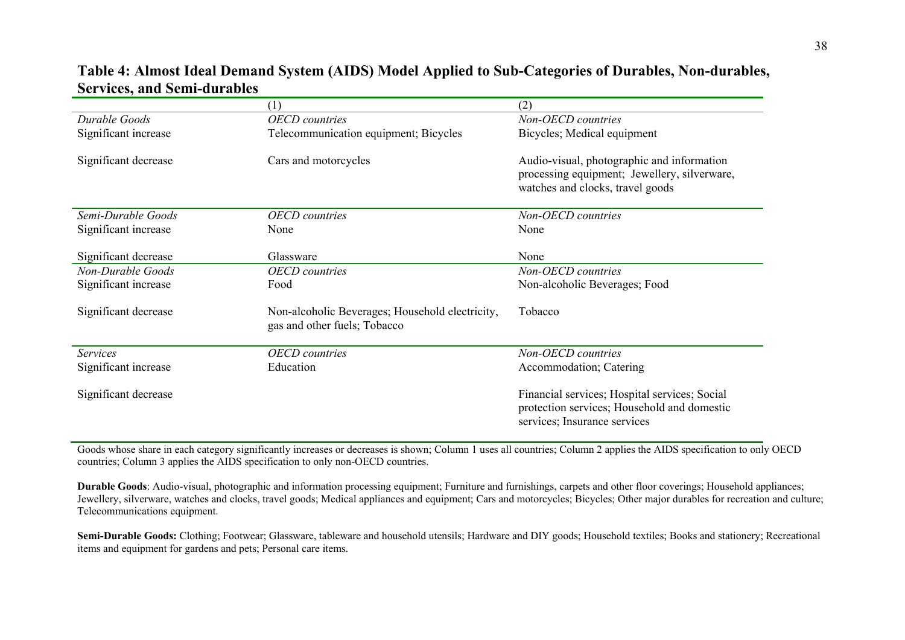## Table 4: Almost Ideal Demand System (AIDS) Model Applied to Sub-Categories of Durables, Non-durables, Services, and Semi-durables

| | (1) | (2) |
|---|---|---|
| *Durable Goods* | *OECD countries* | *Non-OECD countries* |
| Significant increase | Telecommunication equipment; Bicycles | Bicycles; Medical equipment |
| Significant decrease | Cars and motorcycles | Audio-visual, photographic and information processing equipment; Jewellery, silverware, watches and clocks, travel goods |
| *Semi-Durable Goods* | *OECD countries* | *Non-OECD countries* |
| Significant increase | None | None |
| Significant decrease | Glassware | None |
| *Non-Durable Goods* | *OECD countries* | *Non-OECD countries* |
| Significant increase | Food | Non-alcoholic Beverages; Food |
| Significant decrease | Non-alcoholic Beverages; Household electricity, gas and other fuels; Tobacco | Tobacco |
| *Services* | *OECD countries* | *Non-OECD countries* |
| Significant increase | Education | Accommodation; Catering |
| Significant decrease | | Financial services; Hospital services; Social protection services; Household and domestic services; Insurance services |

Goods whose share in each category significantly increases or decreases is shown; Column 1 uses all countries; Column 2 applies the AIDS specification to only OECD countries; Column 3 applies the AIDS specification to only non-OECD countries.

**Durable Goods**: Audio-visual, photographic and information processing equipment; Furniture and furnishings, carpets and other floor coverings; Household appliances; Jewellery, silverware, watches and clocks, travel goods; Medical appliances and equipment; Cars and motorcycles; Bicycles; Other major durables for recreation and culture; Telecommunications equipment.

**Semi-Durable Goods:** Clothing; Footwear; Glassware, tableware and household utensils; Hardware and DIY goods; Household textiles; Books and stationery; Recreational items and equipment for gardens and pets; Personal care items.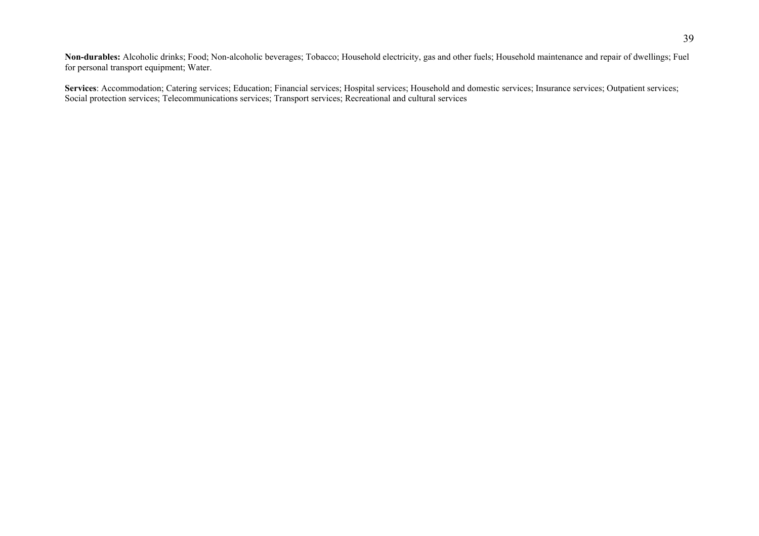**Non-durables:** Alcoholic drinks; Food; Non-alcoholic beverages; Tobacco; Household electricity, gas and other fuels; Household maintenance and repair of dwellings; Fuel for personal transport equipment; Water.

**Services**: Accommodation; Catering services; Education; Financial services; Hospital services; Household and domestic services; Insurance services; Outpatient services; Social protection services; Telecommunications services; Transport services; Recreational and cultural services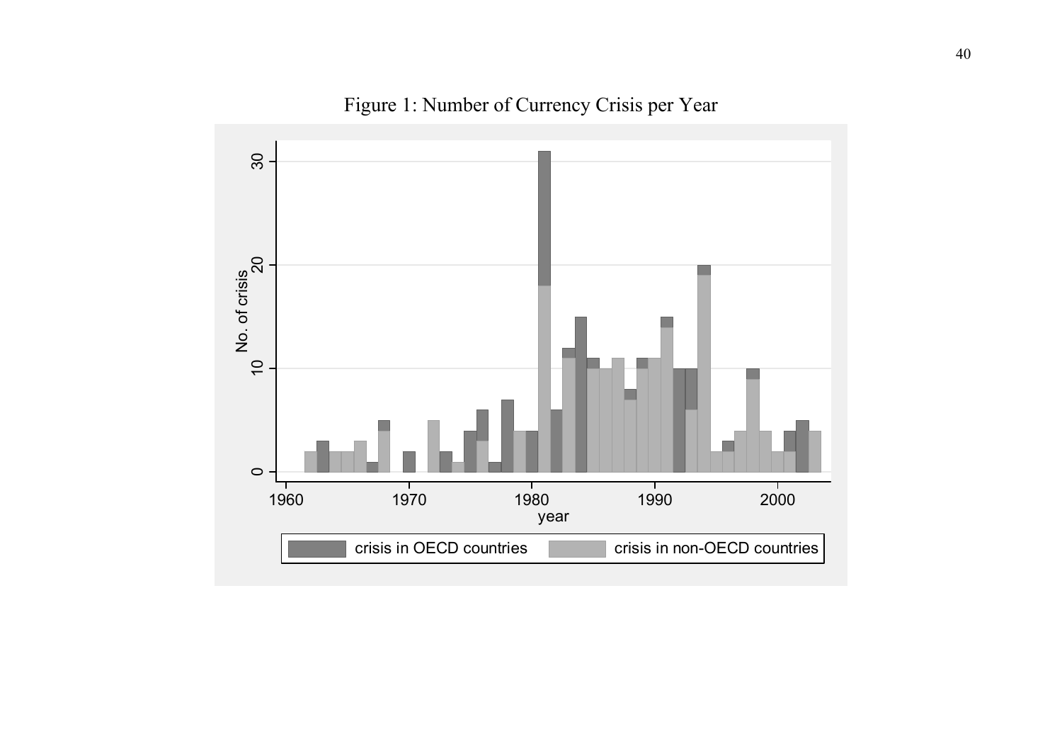Figure 1: Number of Currency Crisis per Year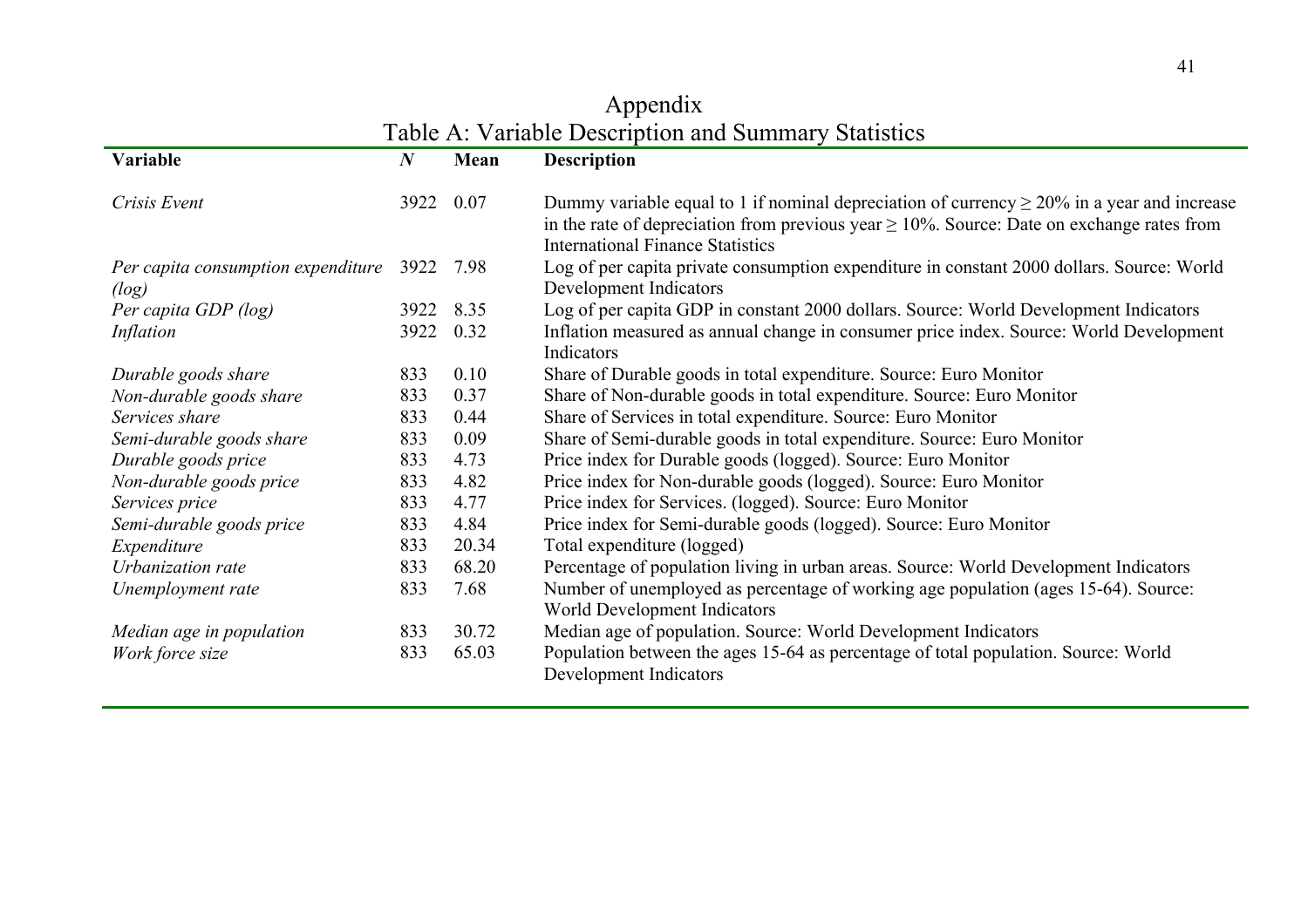# Appendix

## Table A: Variable Description and Summary Statistics

| **Variable** | ***N*** | **Mean** | **Description** |
|---|---|---|---|
| *Crisis Event* | 3922 | 0.07 | Dummy variable equal to 1 if nominal depreciation of currency ≥ 20% in a year and increase in the rate of depreciation from previous year ≥ 10%. Source: Date on exchange rates from International Finance Statistics |
| *Per capita consumption expenditure (log)* | 3922 | 7.98 | Log of per capita private consumption expenditure in constant 2000 dollars. Source: World Development Indicators |
| *Per capita GDP (log)* | 3922 | 8.35 | Log of per capita GDP in constant 2000 dollars. Source: World Development Indicators |
| *Inflation* | 3922 | 0.32 | Inflation measured as annual change in consumer price index. Source: World Development Indicators |
| *Durable goods share* | 833 | 0.10 | Share of Durable goods in total expenditure. Source: Euro Monitor |
| *Non-durable goods share* | 833 | 0.37 | Share of Non-durable goods in total expenditure. Source: Euro Monitor |
| *Services share* | 833 | 0.44 | Share of Services in total expenditure. Source: Euro Monitor |
| *Semi-durable goods share* | 833 | 0.09 | Share of Semi-durable goods in total expenditure. Source: Euro Monitor |
| *Durable goods price* | 833 | 4.73 | Price index for Durable goods (logged). Source: Euro Monitor |
| *Non-durable goods price* | 833 | 4.82 | Price index for Non-durable goods (logged). Source: Euro Monitor |
| *Services price* | 833 | 4.77 | Price index for Services. (logged). Source: Euro Monitor |
| *Semi-durable goods price* | 833 | 4.84 | Price index for Semi-durable goods (logged). Source: Euro Monitor |
| *Expenditure* | 833 | 20.34 | Total expenditure (logged) |
| *Urbanization rate* | 833 | 68.20 | Percentage of population living in urban areas. Source: World Development Indicators |
| *Unemployment rate* | 833 | 7.68 | Number of unemployed as percentage of working age population (ages 15-64). Source: World Development Indicators |
| *Median age in population* | 833 | 30.72 | Median age of population. Source: World Development Indicators |
| *Work force size* | 833 | 65.03 | Population between the ages 15-64 as percentage of total population. Source: World Development Indicators |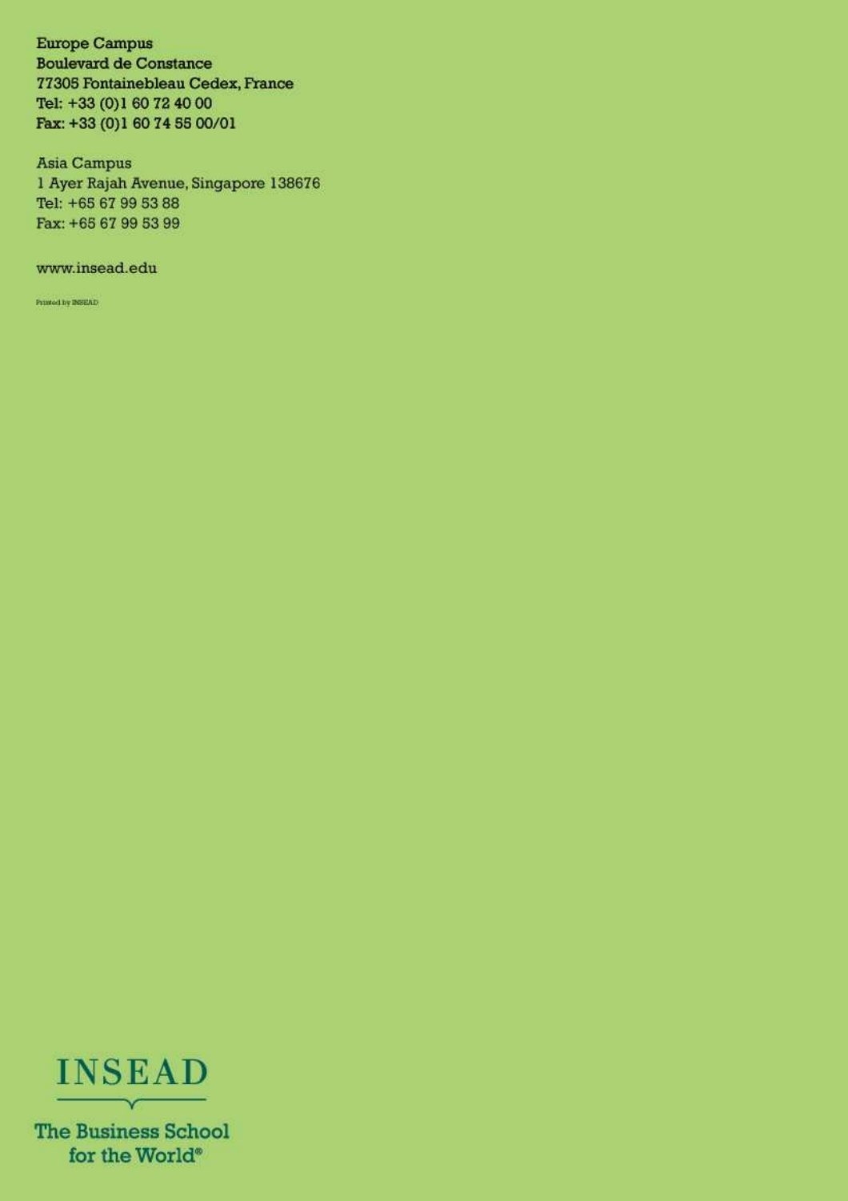**Europe Campus**
**Boulevard de Constance**
**77305 Fontainebleau Cedex, France**
**Tel: +33 (0)1 60 72 40 00**
**Fax: +33 (0)1 60 74 55 00/01**

Asia Campus
1 Ayer Rajah Avenue, Singapore 138676
Tel: +65 67 99 53 88
Fax: +65 67 99 53 99

www.insead.edu

Printed by INSEAD

INSEAD

The Business School for the World®